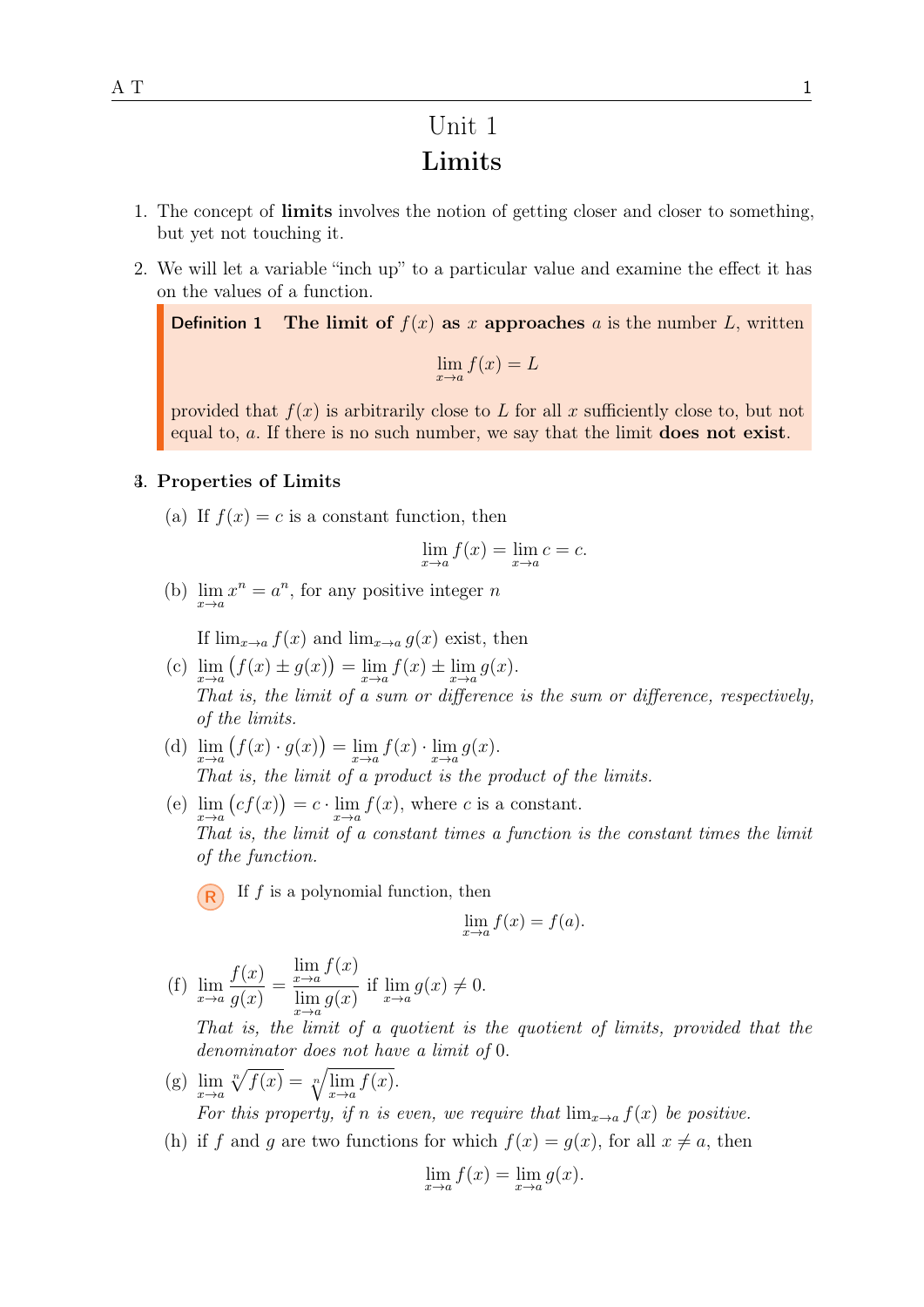# Unit 1
## Limits

1. The concept of **limits** involves the notion of getting closer and closer to something, but yet not touching it.

2. We will let a variable "inch up" to a particular value and examine the effect it has on the values of a function.

> **Definition 1** **The limit of $f(x)$ as $x$ approaches** $a$ is the number $L$, written
>
> $$\lim_{x \to a} f(x) = L$$
>
> provided that $f(x)$ is arbitrarily close to $L$ for all $x$ sufficiently close to, but not equal to, $a$. If there is no such number, we say that the limit **does not exist**.

3. **Properties of Limits**

   (a) If $f(x) = c$ is a constant function, then
   $$\lim_{x \to a} f(x) = \lim_{x \to a} c = c.$$

   (b) $\lim_{x \to a} x^n = a^n$, for any positive integer $n$

   If $\lim_{x \to a} f(x)$ and $\lim_{x \to a} g(x)$ exist, then

   (c) $\lim_{x \to a} \big(f(x) \pm g(x)\big) = \lim_{x \to a} f(x) \pm \lim_{x \to a} g(x)$.
   *That is, the limit of a sum or difference is the sum or difference, respectively, of the limits.*

   (d) $\lim_{x \to a} \big(f(x) \cdot g(x)\big) = \lim_{x \to a} f(x) \cdot \lim_{x \to a} g(x)$.
   *That is, the limit of a product is the product of the limits.*

   (e) $\lim_{x \to a} \big(cf(x)\big) = c \cdot \lim_{x \to a} f(x)$, where $c$ is a constant.
   *That is, the limit of a constant times a function is the constant times the limit of the function.*

   R If $f$ is a polynomial function, then
   $$\lim_{x \to a} f(x) = f(a).$$

   (f) $\lim_{x \to a} \dfrac{f(x)}{g(x)} = \dfrac{\lim_{x \to a} f(x)}{\lim_{x \to a} g(x)}$ if $\lim_{x \to a} g(x) \neq 0$.
   *That is, the limit of a quotient is the quotient of limits, provided that the denominator does not have a limit of 0.*

   (g) $\lim_{x \to a} \sqrt[n]{f(x)} = \sqrt[n]{\lim_{x \to a} f(x)}$.
   *For this property, if $n$ is even, we require that $\lim_{x \to a} f(x)$ be positive.*

   (h) if $f$ and $g$ are two functions for which $f(x) = g(x)$, for all $x \neq a$, then
   $$\lim_{x \to a} f(x) = \lim_{x \to a} g(x).$$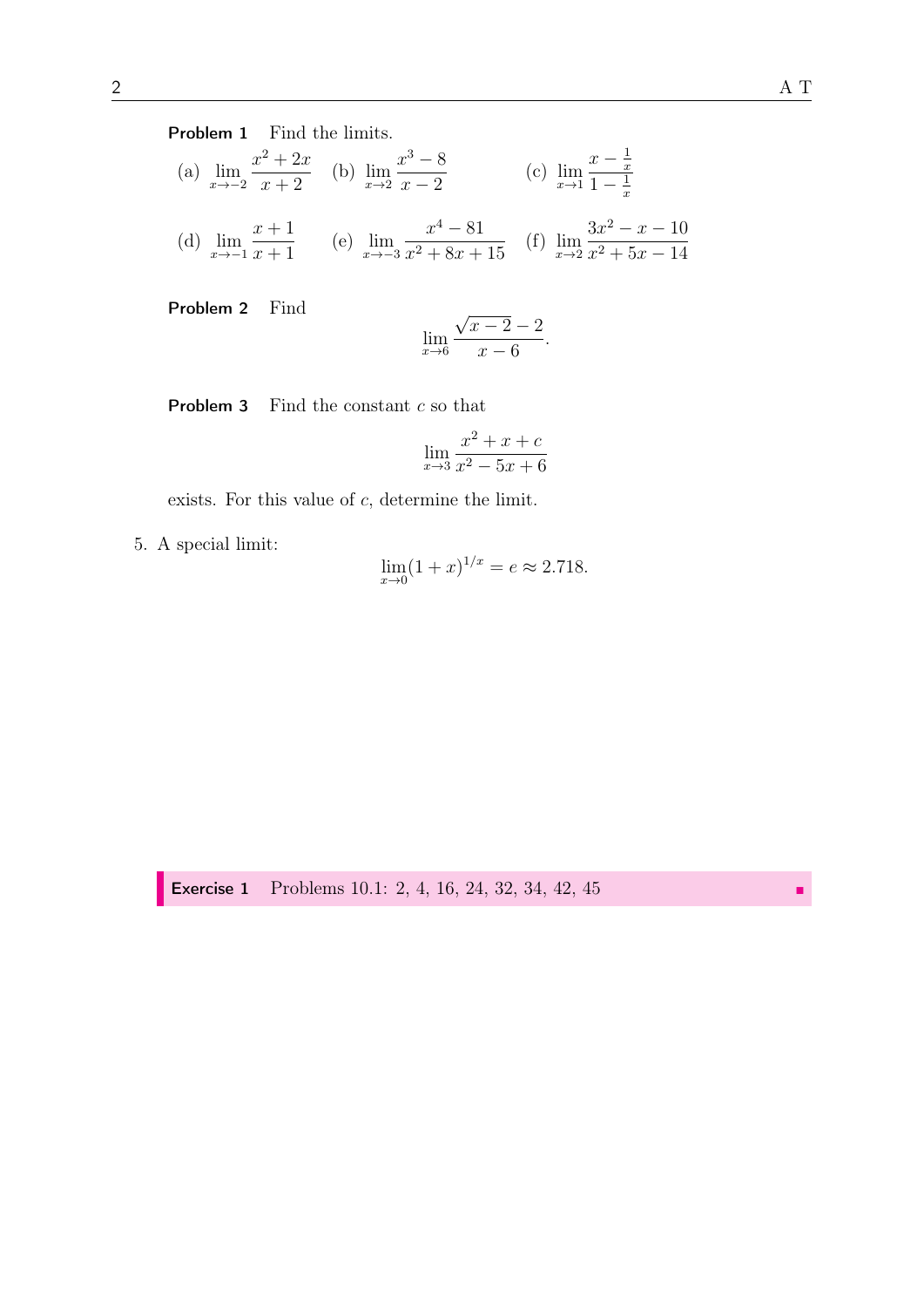**Problem 1** Find the limits.

(a) $\displaystyle\lim_{x\to -2} \frac{x^2+2x}{x+2}$ (b) $\displaystyle\lim_{x\to 2} \frac{x^3-8}{x-2}$ (c) $\displaystyle\lim_{x\to 1} \frac{x-\frac{1}{x}}{1-\frac{1}{x}}$

(d) $\displaystyle\lim_{x\to -1} \frac{x+1}{x+1}$ (e) $\displaystyle\lim_{x\to -3} \frac{x^4-81}{x^2+8x+15}$ (f) $\displaystyle\lim_{x\to 2} \frac{3x^2-x-10}{x^2+5x-14}$

**Problem 2** Find

$$\lim_{x\to 6} \frac{\sqrt{x-2}-2}{x-6}.$$

**Problem 3** Find the constant $c$ so that

$$\lim_{x\to 3} \frac{x^2+x+c}{x^2-5x+6}$$

exists. For this value of $c$, determine the limit.

5. A special limit:

$$\lim_{x\to 0}(1+x)^{1/x} = e \approx 2.718.$$

**Exercise 1** Problems 10.1: 2, 4, 16, 24, 32, 34, 42, 45 ■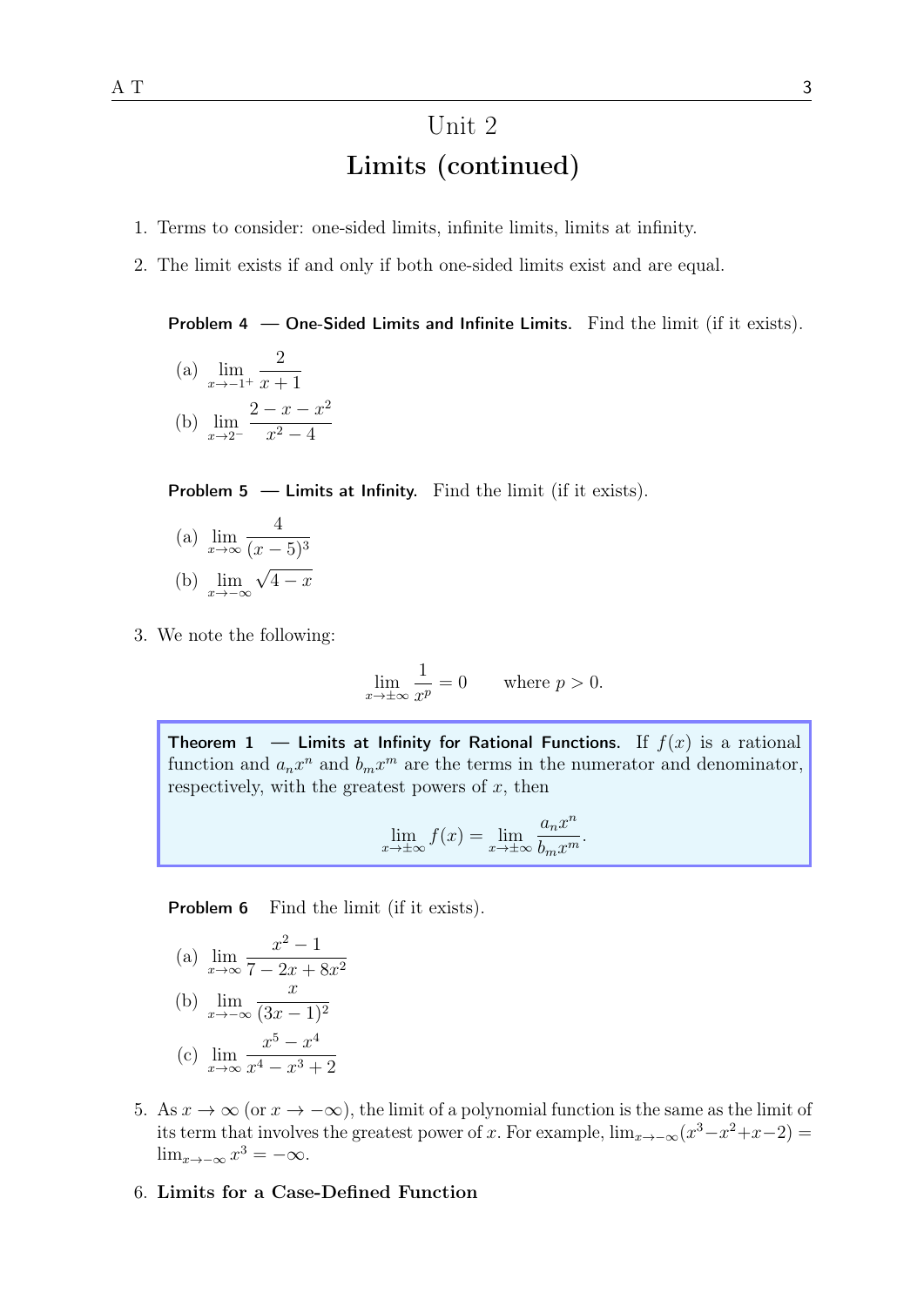# Unit 2

## Limits (continued)

1. Terms to consider: one-sided limits, infinite limits, limits at infinity.

2. The limit exists if and only if both one-sided limits exist and are equal.

**Problem 4 — One-Sided Limits and Infinite Limits.** Find the limit (if it exists).

(a) $\displaystyle\lim_{x\to -1^+} \frac{2}{x+1}$

(b) $\displaystyle\lim_{x\to 2^-} \frac{2-x-x^2}{x^2-4}$

**Problem 5 — Limits at Infinity.** Find the limit (if it exists).

(a) $\displaystyle\lim_{x\to \infty} \frac{4}{(x-5)^3}$

(b) $\displaystyle\lim_{x\to -\infty} \sqrt{4-x}$

3. We note the following:

$$\lim_{x\to\pm\infty} \frac{1}{x^p} = 0 \qquad \text{where } p > 0.$$

**Theorem 1 — Limits at Infinity for Rational Functions.** If $f(x)$ is a rational function and $a_n x^n$ and $b_m x^m$ are the terms in the numerator and denominator, respectively, with the greatest powers of $x$, then

$$\lim_{x\to\pm\infty} f(x) = \lim_{x\to\pm\infty} \frac{a_n x^n}{b_m x^m}.$$

**Problem 6** Find the limit (if it exists).

(a) $\displaystyle\lim_{x\to \infty} \frac{x^2-1}{7-2x+8x^2}$

(b) $\displaystyle\lim_{x\to -\infty} \frac{x}{(3x-1)^2}$

(c) $\displaystyle\lim_{x\to \infty} \frac{x^5-x^4}{x^4-x^3+2}$

5. As $x \to \infty$ (or $x \to -\infty$), the limit of a polynomial function is the same as the limit of its term that involves the greatest power of $x$. For example, $\lim_{x\to-\infty}(x^3-x^2+x-2) = \lim_{x\to-\infty} x^3 = -\infty$.

6. **Limits for a Case-Defined Function**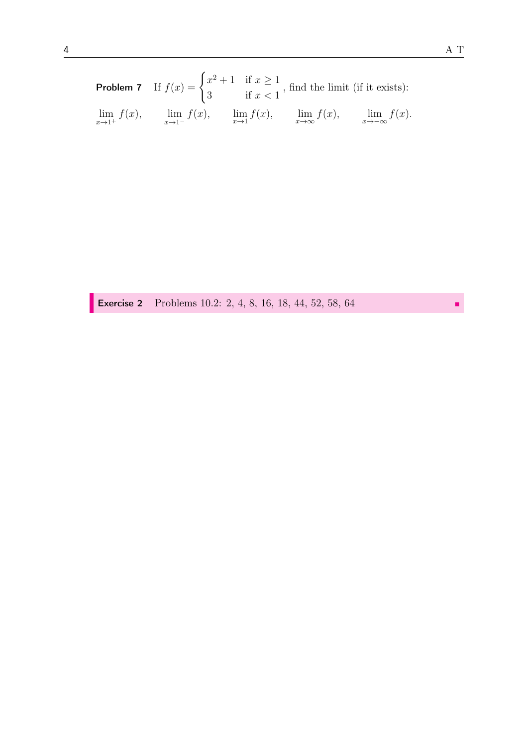**Problem 7** If $f(x) = \begin{cases} x^2 + 1 & \text{if } x \geq 1 \\ 3 & \text{if } x < 1 \end{cases}$, find the limit (if it exists):

$$\lim_{x \to 1^+} f(x), \qquad \lim_{x \to 1^-} f(x), \qquad \lim_{x \to 1} f(x), \qquad \lim_{x \to \infty} f(x), \qquad \lim_{x \to -\infty} f(x).$$

**Exercise 2** Problems 10.2: 2, 4, 8, 16, 18, 44, 52, 58, 64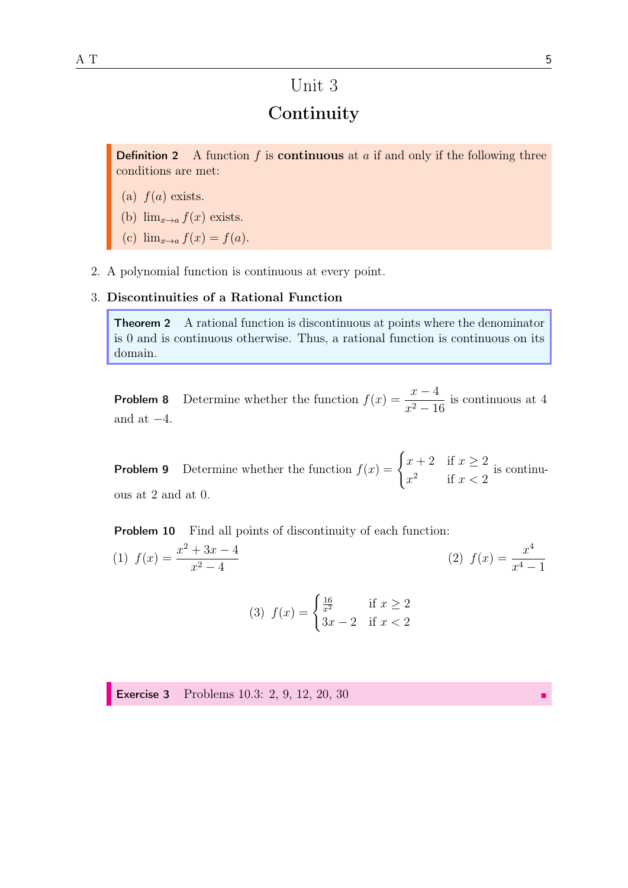# Unit 3

## Continuity

**Definition 2** A function $f$ is **continuous** at $a$ if and only if the following three conditions are met:

(a) $f(a)$ exists.

(b) $\lim_{x \to a} f(x)$ exists.

(c) $\lim_{x \to a} f(x) = f(a)$.

2. A polynomial function is continuous at every point.

3. **Discontinuities of a Rational Function**

**Theorem 2** A rational function is discontinuous at points where the denominator is 0 and is continuous otherwise. Thus, a rational function is continuous on its domain.

**Problem 8** Determine whether the function $f(x) = \dfrac{x-4}{x^2-16}$ is continuous at 4 and at $-4$.

**Problem 9** Determine whether the function $f(x) = \begin{cases} x+2 & \text{if } x \geq 2 \\ x^2 & \text{if } x < 2 \end{cases}$ is continuous at 2 and at 0.

**Problem 10** Find all points of discontinuity of each function:

(1) $f(x) = \dfrac{x^2+3x-4}{x^2-4}$

(2) $f(x) = \dfrac{x^4}{x^4-1}$

(3) $f(x) = \begin{cases} \frac{16}{x^2} & \text{if } x \geq 2 \\ 3x-2 & \text{if } x < 2 \end{cases}$

**Exercise 3** Problems 10.3: 2, 9, 12, 20, 30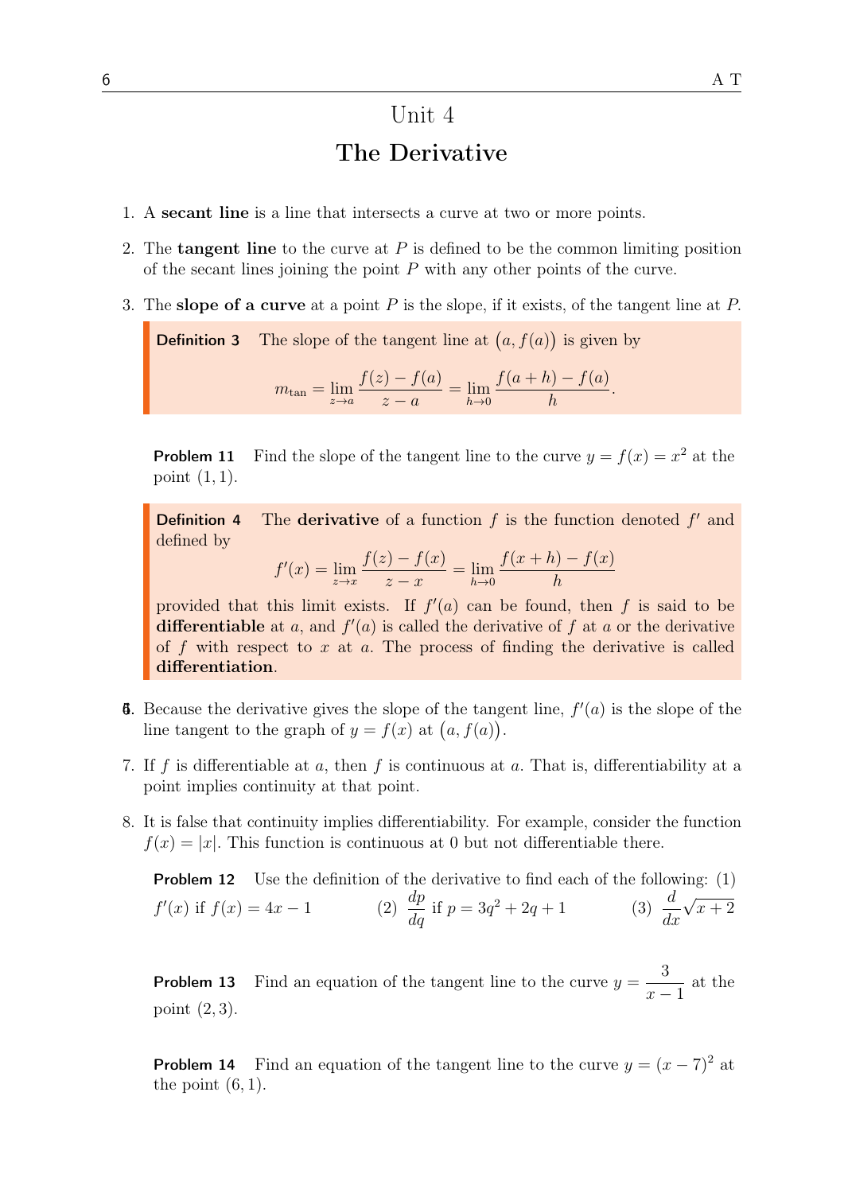# Unit 4

## The Derivative

1. A **secant line** is a line that intersects a curve at two or more points.

2. The **tangent line** to the curve at $P$ is defined to be the common limiting position of the secant lines joining the point $P$ with any other points of the curve.

3. The **slope of a curve** at a point $P$ is the slope, if it exists, of the tangent line at $P$.

> **Definition 3** The slope of the tangent line at $\big(a, f(a)\big)$ is given by
>
> $$m_{\tan} = \lim_{z \to a} \frac{f(z) - f(a)}{z - a} = \lim_{h \to 0} \frac{f(a+h) - f(a)}{h}.$$

**Problem 11** Find the slope of the tangent line to the curve $y = f(x) = x^2$ at the point $(1, 1)$.

> **Definition 4** The **derivative** of a function $f$ is the function denoted $f'$ and defined by
>
> $$f'(x) = \lim_{z \to x} \frac{f(z) - f(x)}{z - x} = \lim_{h \to 0} \frac{f(x+h) - f(x)}{h}$$
>
> provided that this limit exists. If $f'(a)$ can be found, then $f$ is said to be **differentiable** at $a$, and $f'(a)$ is called the derivative of $f$ at $a$ or the derivative of $f$ with respect to $x$ at $a$. The process of finding the derivative is called **differentiation**.

6. Because the derivative gives the slope of the tangent line, $f'(a)$ is the slope of the line tangent to the graph of $y = f(x)$ at $\big(a, f(a)\big)$.

7. If $f$ is differentiable at $a$, then $f$ is continuous at $a$. That is, differentiability at a point implies continuity at that point.

8. It is false that continuity implies differentiability. For example, consider the function $f(x) = |x|$. This function is continuous at 0 but not differentiable there.

**Problem 12** Use the definition of the derivative to find each of the following: (1) $f'(x)$ if $f(x) = 4x - 1$ (2) $\dfrac{dp}{dq}$ if $p = 3q^2 + 2q + 1$ (3) $\dfrac{d}{dx}\sqrt{x+2}$

**Problem 13** Find an equation of the tangent line to the curve $y = \dfrac{3}{x-1}$ at the point $(2, 3)$.

**Problem 14** Find an equation of the tangent line to the curve $y = (x - 7)^2$ at the point $(6, 1)$.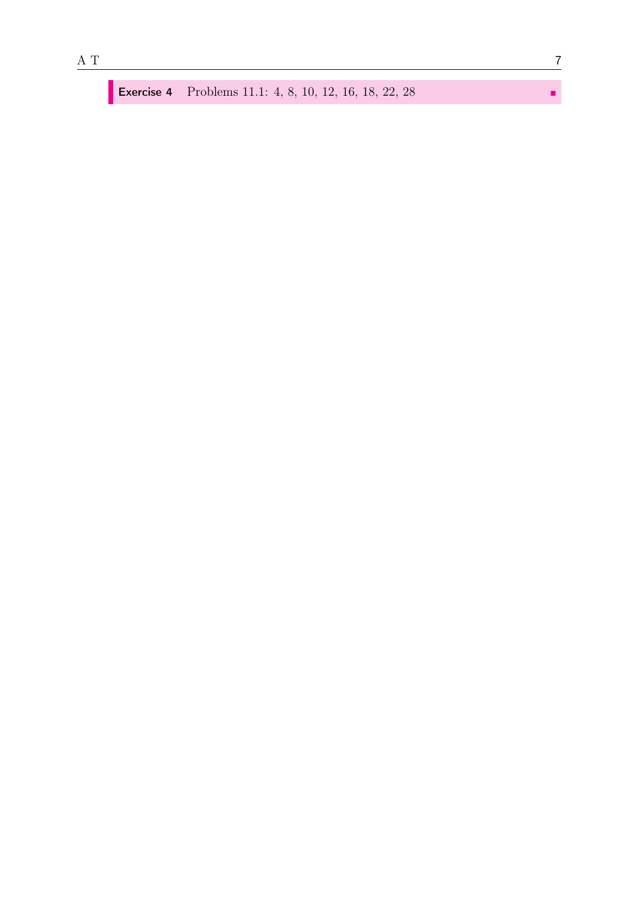**Exercise 4** Problems 11.1: 4, 8, 10, 12, 16, 18, 22, 28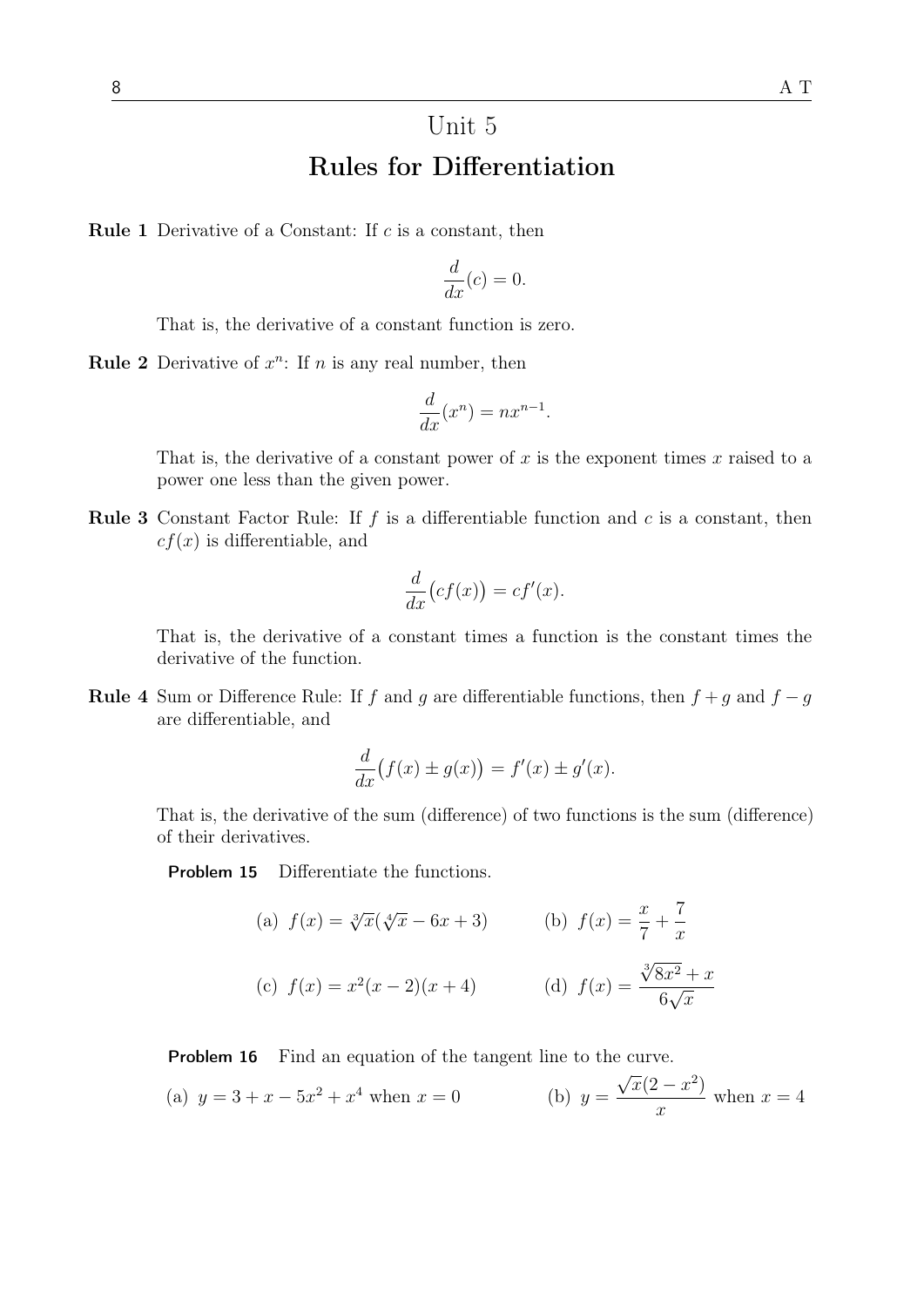# Unit 5

## Rules for Differentiation

**Rule 1** Derivative of a Constant: If $c$ is a constant, then

$$\frac{d}{dx}(c) = 0.$$

That is, the derivative of a constant function is zero.

**Rule 2** Derivative of $x^n$: If $n$ is any real number, then

$$\frac{d}{dx}(x^n) = nx^{n-1}.$$

That is, the derivative of a constant power of $x$ is the exponent times $x$ raised to a power one less than the given power.

**Rule 3** Constant Factor Rule: If $f$ is a differentiable function and $c$ is a constant, then $cf(x)$ is differentiable, and

$$\frac{d}{dx}\big(cf(x)\big) = cf'(x).$$

That is, the derivative of a constant times a function is the constant times the derivative of the function.

**Rule 4** Sum or Difference Rule: If $f$ and $g$ are differentiable functions, then $f + g$ and $f - g$ are differentiable, and

$$\frac{d}{dx}\big(f(x) \pm g(x)\big) = f'(x) \pm g'(x).$$

That is, the derivative of the sum (difference) of two functions is the sum (difference) of their derivatives.

**Problem 15** Differentiate the functions.

(a) $f(x) = \sqrt[3]{x}(\sqrt[4]{x} - 6x + 3)$

(b) $f(x) = \dfrac{x}{7} + \dfrac{7}{x}$

(c) $f(x) = x^2(x-2)(x+4)$

(d) $f(x) = \dfrac{\sqrt[3]{8x^2} + x}{6\sqrt{x}}$

**Problem 16** Find an equation of the tangent line to the curve.

(a) $y = 3 + x - 5x^2 + x^4$ when $x = 0$

(b) $y = \dfrac{\sqrt{x}(2 - x^2)}{x}$ when $x = 4$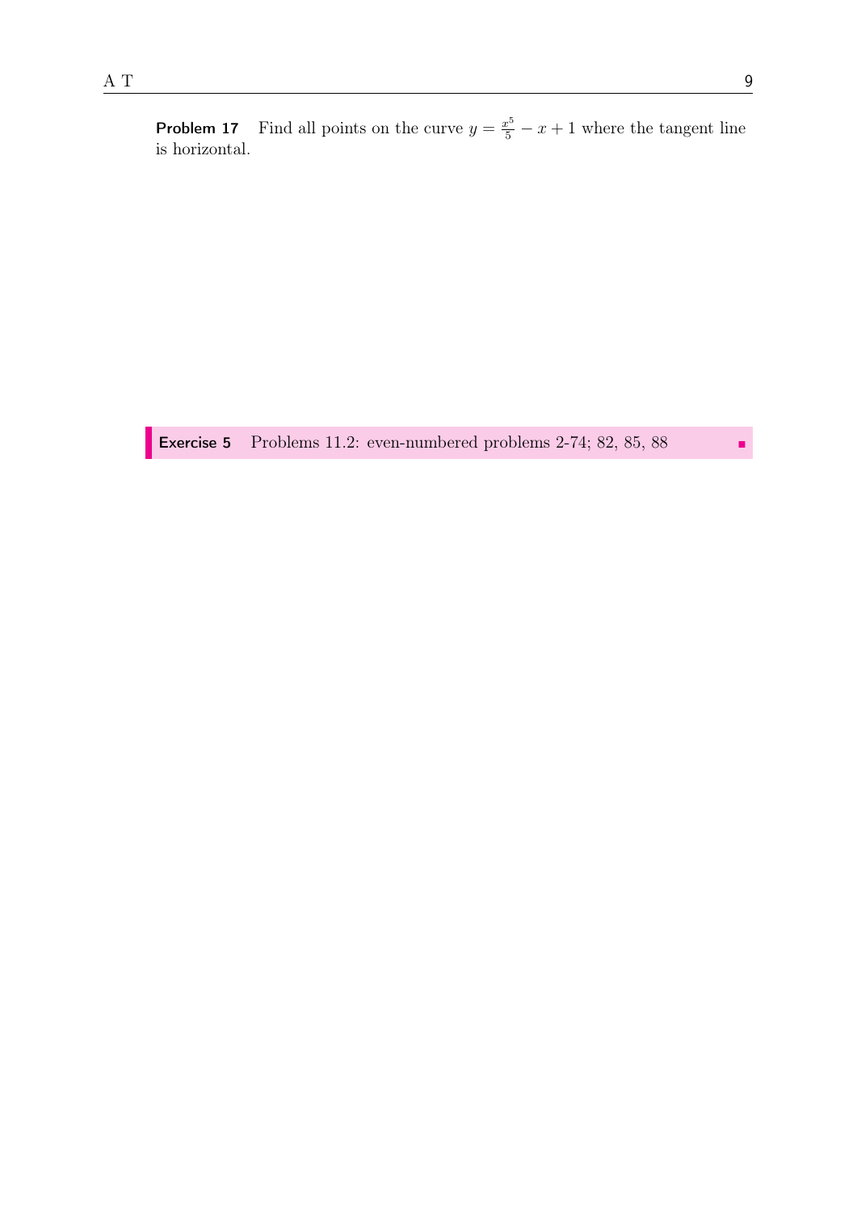**Problem 17** Find all points on the curve $y = \frac{x^5}{5} - x + 1$ where the tangent line is horizontal.

**Exercise 5** Problems 11.2: even-numbered problems 2-74; 82, 85, 88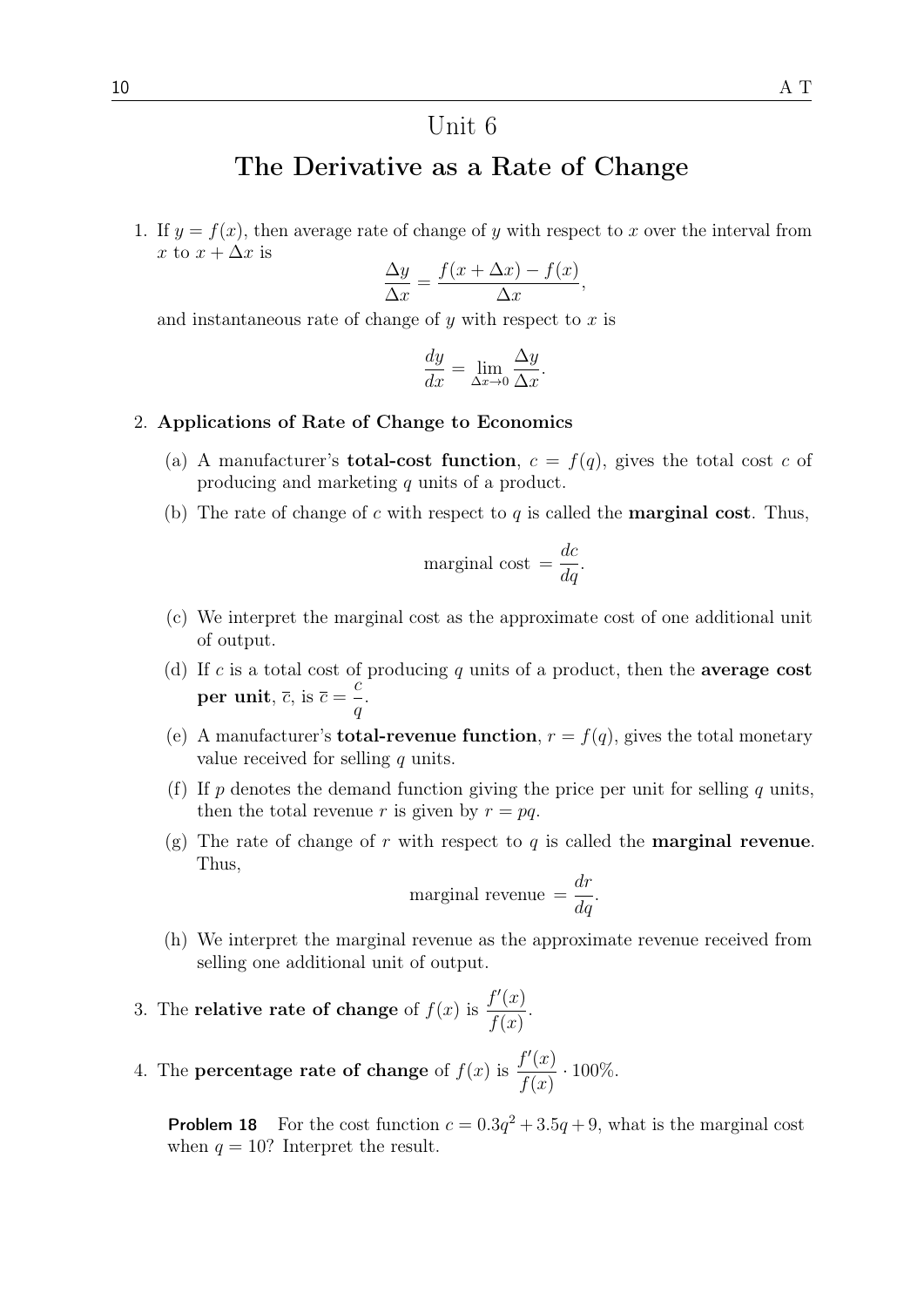# Unit 6

## The Derivative as a Rate of Change

1. If $y = f(x)$, then average rate of change of $y$ with respect to $x$ over the interval from $x$ to $x + \Delta x$ is

$$\frac{\Delta y}{\Delta x} = \frac{f(x + \Delta x) - f(x)}{\Delta x},$$

and instantaneous rate of change of $y$ with respect to $x$ is

$$\frac{dy}{dx} = \lim_{\Delta x \to 0} \frac{\Delta y}{\Delta x}.$$

2. **Applications of Rate of Change to Economics**

   (a) A manufacturer's **total-cost function**, $c = f(q)$, gives the total cost $c$ of producing and marketing $q$ units of a product.

   (b) The rate of change of $c$ with respect to $q$ is called the **marginal cost**. Thus,

$$\text{marginal cost } = \frac{dc}{dq}.$$

   (c) We interpret the marginal cost as the approximate cost of one additional unit of output.

   (d) If $c$ is a total cost of producing $q$ units of a product, then the **average cost per unit**, $\overline{c}$, is $\overline{c} = \dfrac{c}{q}$.

   (e) A manufacturer's **total-revenue function**, $r = f(q)$, gives the total monetary value received for selling $q$ units.

   (f) If $p$ denotes the demand function giving the price per unit for selling $q$ units, then the total revenue $r$ is given by $r = pq$.

   (g) The rate of change of $r$ with respect to $q$ is called the **marginal revenue**. Thus,

$$\text{marginal revenue } = \frac{dr}{dq}.$$

   (h) We interpret the marginal revenue as the approximate revenue received from selling one additional unit of output.

3. The **relative rate of change** of $f(x)$ is $\dfrac{f'(x)}{f(x)}$.

4. The **percentage rate of change** of $f(x)$ is $\dfrac{f'(x)}{f(x)} \cdot 100\%$.

**Problem 18** For the cost function $c = 0.3q^2 + 3.5q + 9$, what is the marginal cost when $q = 10$? Interpret the result.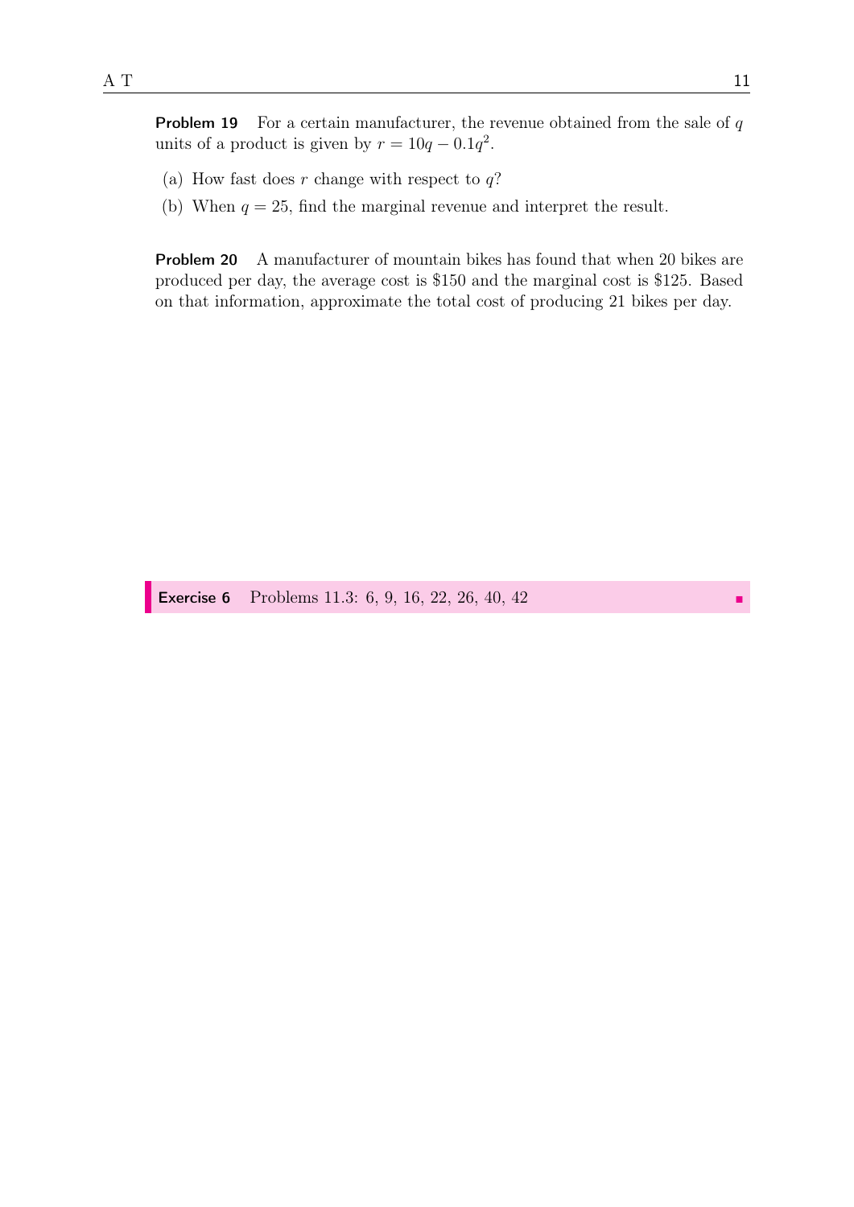**Problem 19** For a certain manufacturer, the revenue obtained from the sale of $q$ units of a product is given by $r = 10q - 0.1q^2$.

(a) How fast does $r$ change with respect to $q$?

(b) When $q = 25$, find the marginal revenue and interpret the result.

**Problem 20** A manufacturer of mountain bikes has found that when 20 bikes are produced per day, the average cost is \$150 and the marginal cost is \$125. Based on that information, approximate the total cost of producing 21 bikes per day.

**Exercise 6** Problems 11.3: 6, 9, 16, 22, 26, 40, 42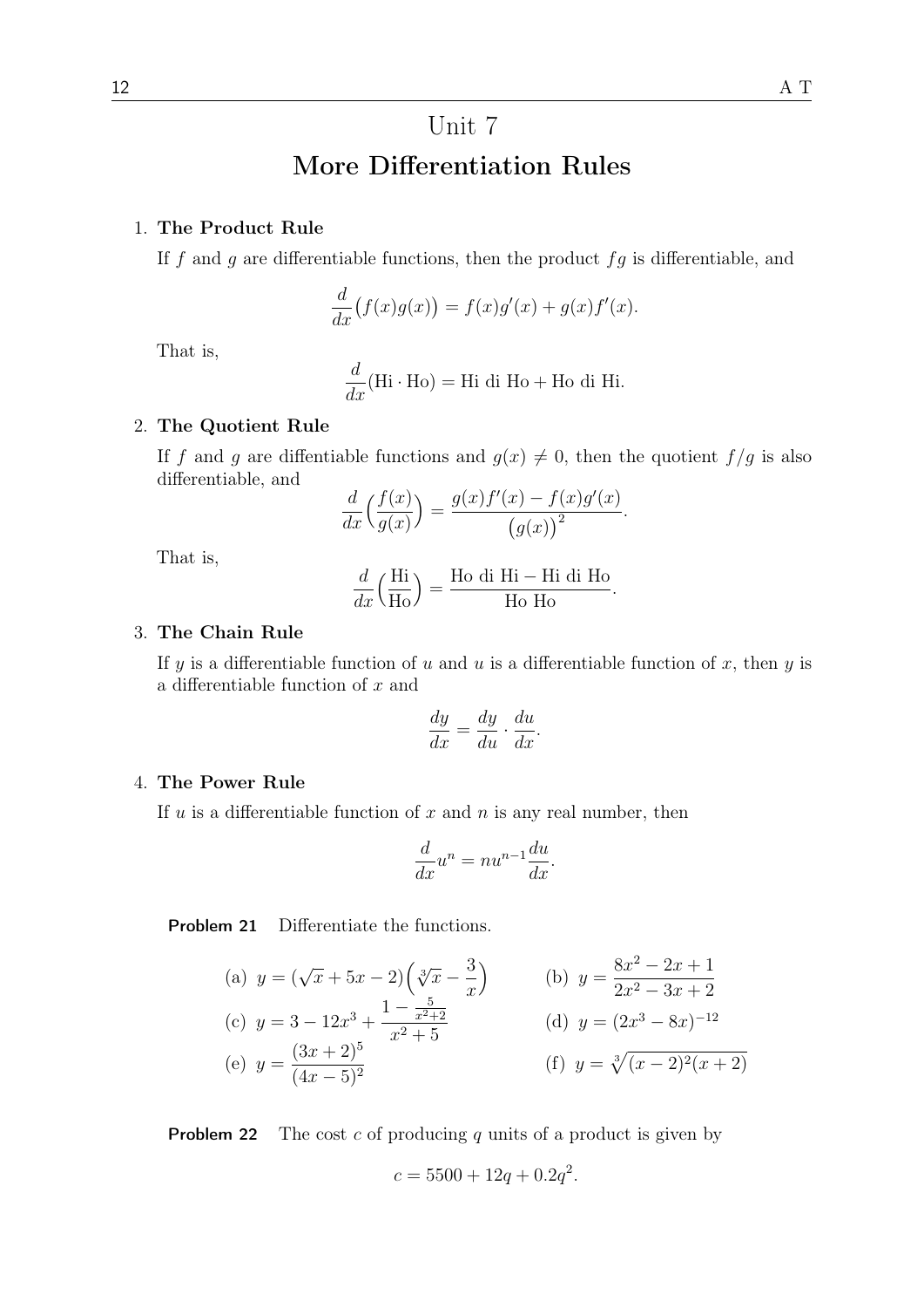# Unit 7

## More Differentiation Rules

1. **The Product Rule**

   If $f$ and $g$ are differentiable functions, then the product $fg$ is differentiable, and

   $$\frac{d}{dx}\big(f(x)g(x)\big) = f(x)g'(x) + g(x)f'(x).$$

   That is,

   $$\frac{d}{dx}(\text{Hi} \cdot \text{Ho}) = \text{Hi di Ho} + \text{Ho di Hi}.$$

2. **The Quotient Rule**

   If $f$ and $g$ are diffentiable functions and $g(x) \neq 0$, then the quotient $f/g$ is also differentiable, and

   $$\frac{d}{dx}\Big(\frac{f(x)}{g(x)}\Big) = \frac{g(x)f'(x) - f(x)g'(x)}{\big(g(x)\big)^2}.$$

   That is,

   $$\frac{d}{dx}\Big(\frac{\text{Hi}}{\text{Ho}}\Big) = \frac{\text{Ho di Hi} - \text{Hi di Ho}}{\text{Ho Ho}}.$$

3. **The Chain Rule**

   If $y$ is a differentiable function of $u$ and $u$ is a differentiable function of $x$, then $y$ is a differentiable function of $x$ and

   $$\frac{dy}{dx} = \frac{dy}{du} \cdot \frac{du}{dx}.$$

4. **The Power Rule**

   If $u$ is a differentiable function of $x$ and $n$ is any real number, then

   $$\frac{d}{dx}u^n = nu^{n-1}\frac{du}{dx}.$$

**Problem 21** Differentiate the functions.

(a) $y = (\sqrt{x} + 5x - 2)\Big(\sqrt[3]{x} - \dfrac{3}{x}\Big)$

(b) $y = \dfrac{8x^2 - 2x + 1}{2x^2 - 3x + 2}$

(c) $y = 3 - 12x^3 + \dfrac{1 - \frac{5}{x^2+2}}{x^2 + 5}$

(d) $y = (2x^3 - 8x)^{-12}$

(e) $y = \dfrac{(3x + 2)^5}{(4x - 5)^2}$

(f) $y = \sqrt[3]{(x - 2)^2(x + 2)}$

**Problem 22** The cost $c$ of producing $q$ units of a product is given by

$$c = 5500 + 12q + 0.2q^2.$$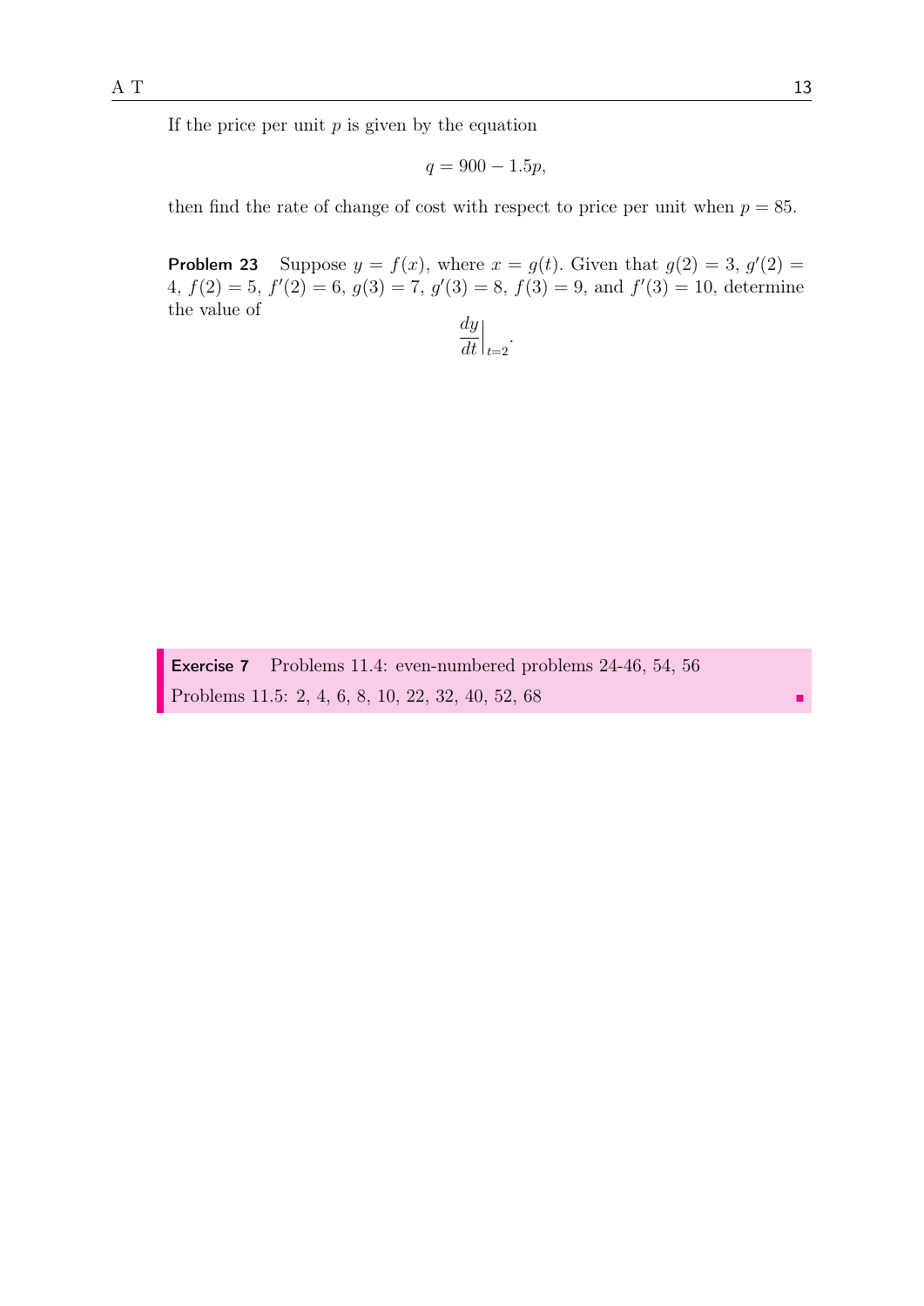If the price per unit $p$ is given by the equation

$$q = 900 - 1.5p,$$

then find the rate of change of cost with respect to price per unit when $p = 85$.

**Problem 23** Suppose $y = f(x)$, where $x = g(t)$. Given that $g(2) = 3$, $g'(2) = 4$, $f(2) = 5$, $f'(2) = 6$, $g(3) = 7$, $g'(3) = 8$, $f(3) = 9$, and $f'(3) = 10$, determine the value of

$$\left.\frac{dy}{dt}\right|_{t=2}.$$

**Exercise 7** Problems 11.4: even-numbered problems 24-46, 54, 56
Problems 11.5: 2, 4, 6, 8, 10, 22, 32, 40, 52, 68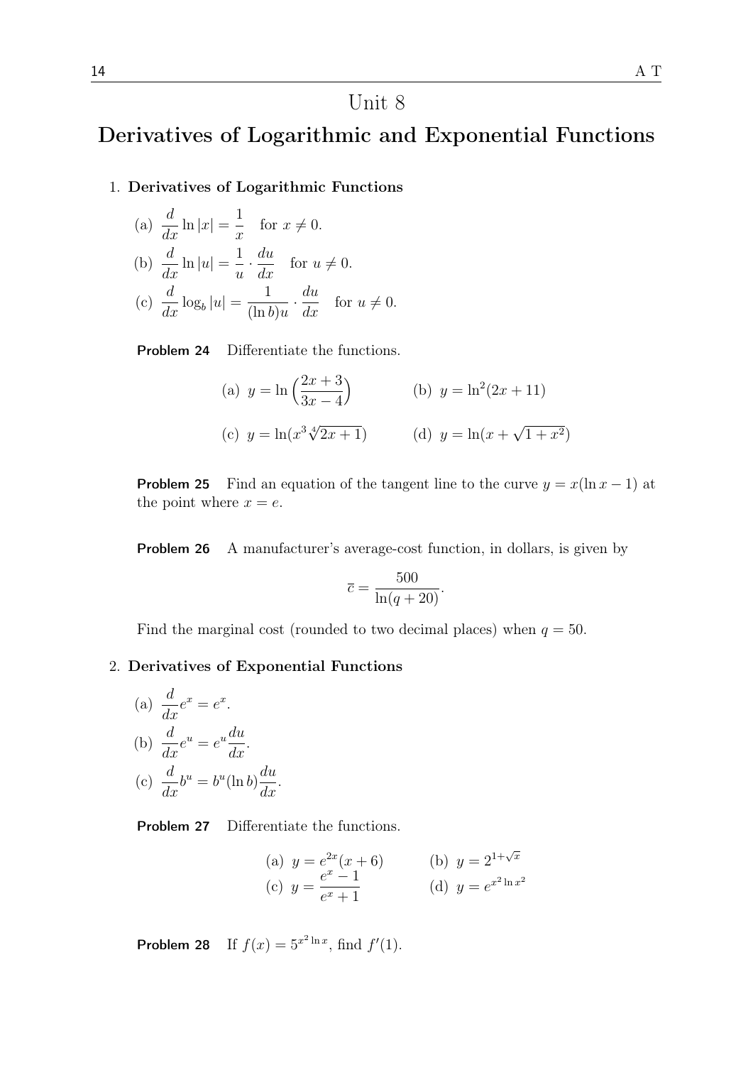# Unit 8

## Derivatives of Logarithmic and Exponential Functions

1. **Derivatives of Logarithmic Functions**

   (a) $\dfrac{d}{dx}\ln|x| = \dfrac{1}{x} \quad \text{for } x \neq 0.$

   (b) $\dfrac{d}{dx}\ln|u| = \dfrac{1}{u}\cdot\dfrac{du}{dx} \quad \text{for } u \neq 0.$

   (c) $\dfrac{d}{dx}\log_b|u| = \dfrac{1}{(\ln b)u}\cdot\dfrac{du}{dx} \quad \text{for } u \neq 0.$

**Problem 24** Differentiate the functions.

(a) $y = \ln\left(\dfrac{2x+3}{3x-4}\right)$ (b) $y = \ln^2(2x+11)$

(c) $y = \ln(x^3\sqrt[4]{2x+1})$ (d) $y = \ln(x+\sqrt{1+x^2})$

**Problem 25** Find an equation of the tangent line to the curve $y = x(\ln x - 1)$ at the point where $x = e$.

**Problem 26** A manufacturer's average-cost function, in dollars, is given by

$$\bar{c} = \frac{500}{\ln(q+20)}.$$

Find the marginal cost (rounded to two decimal places) when $q = 50$.

2. **Derivatives of Exponential Functions**

   (a) $\dfrac{d}{dx}e^x = e^x.$

   (b) $\dfrac{d}{dx}e^u = e^u\dfrac{du}{dx}.$

   (c) $\dfrac{d}{dx}b^u = b^u(\ln b)\dfrac{du}{dx}.$

**Problem 27** Differentiate the functions.

(a) $y = e^{2x}(x+6)$ (b) $y = 2^{1+\sqrt{x}}$

(c) $y = \dfrac{e^x - 1}{e^x + 1}$ (d) $y = e^{x^2 \ln x^2}$

**Problem 28** If $f(x) = 5^{x^2 \ln x}$, find $f'(1)$.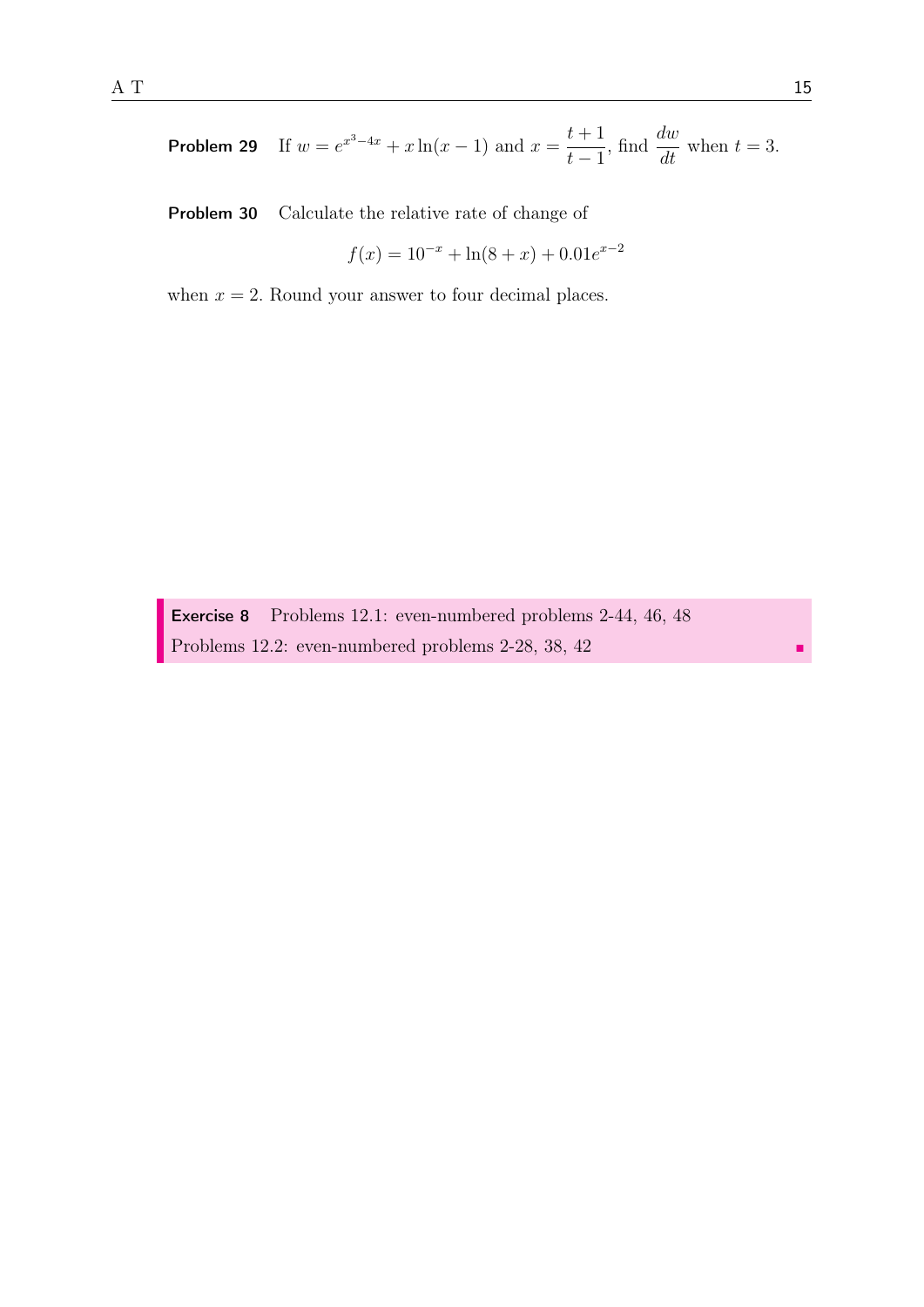**Problem 29** If $w = e^{x^3-4x} + x\ln(x-1)$ and $x = \dfrac{t+1}{t-1}$, find $\dfrac{dw}{dt}$ when $t = 3$.

**Problem 30** Calculate the relative rate of change of

$$f(x) = 10^{-x} + \ln(8+x) + 0.01e^{x-2}$$

when $x = 2$. Round your answer to four decimal places.

**Exercise 8** Problems 12.1: even-numbered problems 2-44, 46, 48
Problems 12.2: even-numbered problems 2-28, 38, 42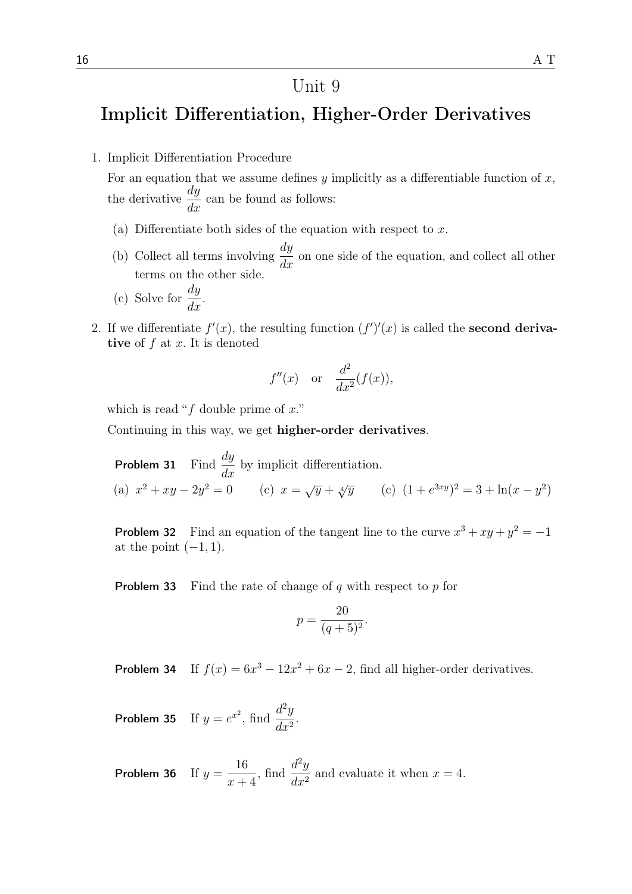# Unit 9

## Implicit Differentiation, Higher-Order Derivatives

1. Implicit Differentiation Procedure

   For an equation that we assume defines $y$ implicitly as a differentiable function of $x$, the derivative $\dfrac{dy}{dx}$ can be found as follows:

   (a) Differentiate both sides of the equation with respect to $x$.

   (b) Collect all terms involving $\dfrac{dy}{dx}$ on one side of the equation, and collect all other terms on the other side.

   (c) Solve for $\dfrac{dy}{dx}$.

2. If we differentiate $f'(x)$, the resulting function $(f')'(x)$ is called the **second derivative** of $f$ at $x$. It is denoted

$$f''(x) \quad \text{or} \quad \frac{d^2}{dx^2}(f(x)),$$

   which is read "$f$ double prime of $x$."

   Continuing in this way, we get **higher-order derivatives**.

**Problem 31** Find $\dfrac{dy}{dx}$ by implicit differentiation.

(a) $x^2 + xy - 2y^2 = 0$ (c) $x = \sqrt{y} + \sqrt[4]{y}$ (c) $(1 + e^{3xy})^2 = 3 + \ln(x - y^2)$

**Problem 32** Find an equation of the tangent line to the curve $x^3 + xy + y^2 = -1$ at the point $(-1, 1)$.

**Problem 33** Find the rate of change of $q$ with respect to $p$ for

$$p = \frac{20}{(q+5)^2}.$$

**Problem 34** If $f(x) = 6x^3 - 12x^2 + 6x - 2$, find all higher-order derivatives.

**Problem 35** If $y = e^{x^2}$, find $\dfrac{d^2y}{dx^2}$.

**Problem 36** If $y = \dfrac{16}{x+4}$, find $\dfrac{d^2y}{dx^2}$ and evaluate it when $x = 4$.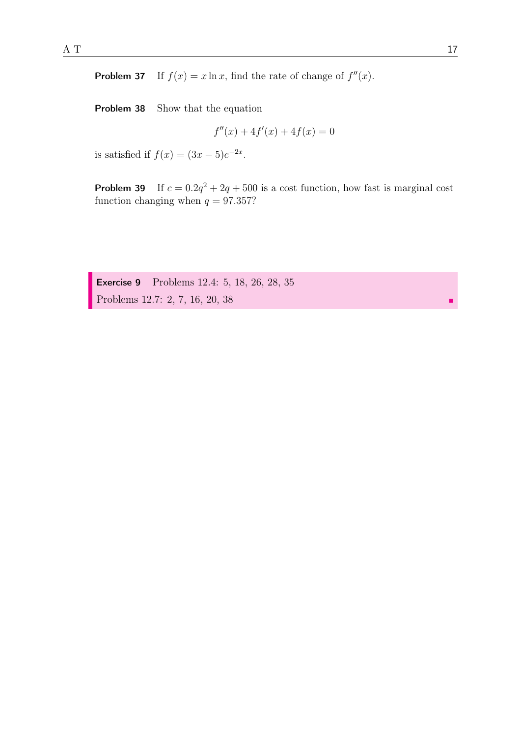**Problem 37** If $f(x) = x \ln x$, find the rate of change of $f''(x)$.

**Problem 38** Show that the equation

$$f''(x) + 4f'(x) + 4f(x) = 0$$

is satisfied if $f(x) = (3x - 5)e^{-2x}$.

**Problem 39** If $c = 0.2q^2 + 2q + 500$ is a cost function, how fast is marginal cost function changing when $q = 97.357$?

**Exercise 9** Problems 12.4: 5, 18, 26, 28, 35
Problems 12.7: 2, 7, 16, 20, 38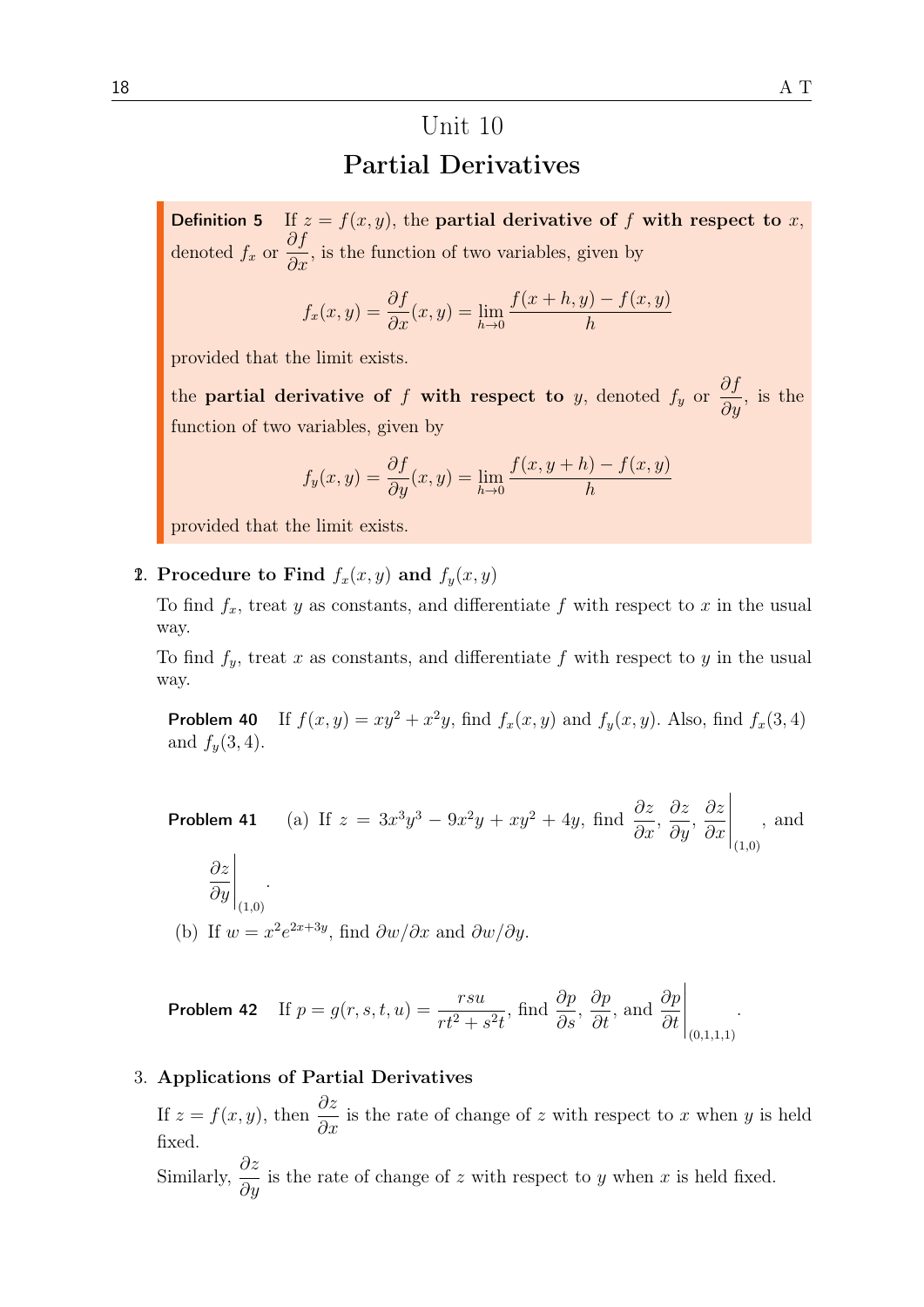# Unit 10

## Partial Derivatives

**Definition 5** If $z = f(x, y)$, the **partial derivative of $f$ with respect to $x$**, denoted $f_x$ or $\dfrac{\partial f}{\partial x}$, is the function of two variables, given by

$$f_x(x, y) = \frac{\partial f}{\partial x}(x, y) = \lim_{h \to 0} \frac{f(x + h, y) - f(x, y)}{h}$$

provided that the limit exists.

the **partial derivative of $f$ with respect to $y$**, denoted $f_y$ or $\dfrac{\partial f}{\partial y}$, is the function of two variables, given by

$$f_y(x, y) = \frac{\partial f}{\partial y}(x, y) = \lim_{h \to 0} \frac{f(x, y + h) - f(x, y)}{h}$$

provided that the limit exists.

2. **Procedure to Find $f_x(x, y)$ and $f_y(x, y)$**

   To find $f_x$, treat $y$ as constants, and differentiate $f$ with respect to $x$ in the usual way.

   To find $f_y$, treat $x$ as constants, and differentiate $f$ with respect to $y$ in the usual way.

   **Problem 40** If $f(x, y) = xy^2 + x^2y$, find $f_x(x, y)$ and $f_y(x, y)$. Also, find $f_x(3, 4)$ and $f_y(3, 4)$.

   **Problem 41** (a) If $z = 3x^3y^3 - 9x^2y + xy^2 + 4y$, find $\dfrac{\partial z}{\partial x}$, $\dfrac{\partial z}{\partial y}$, $\left.\dfrac{\partial z}{\partial x}\right|_{(1,0)}$, and $\left.\dfrac{\partial z}{\partial y}\right|_{(1,0)}$.

   (b) If $w = x^2e^{2x+3y}$, find $\partial w/\partial x$ and $\partial w/\partial y$.

   **Problem 42** If $p = g(r, s, t, u) = \dfrac{rsu}{rt^2 + s^2t}$, find $\dfrac{\partial p}{\partial s}$, $\dfrac{\partial p}{\partial t}$, and $\left.\dfrac{\partial p}{\partial t}\right|_{(0,1,1,1)}$.

3. **Applications of Partial Derivatives**

   If $z = f(x, y)$, then $\dfrac{\partial z}{\partial x}$ is the rate of change of $z$ with respect to $x$ when $y$ is held fixed.

   Similarly, $\dfrac{\partial z}{\partial y}$ is the rate of change of $z$ with respect to $y$ when $x$ is held fixed.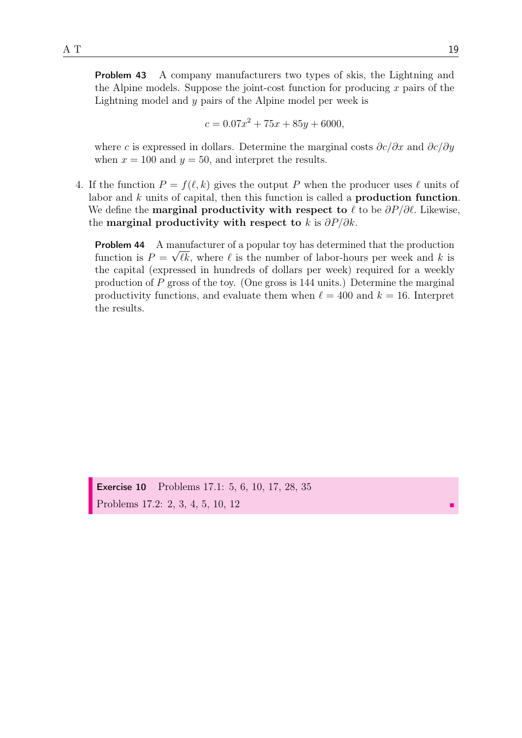**Problem 43** A company manufacturers two types of skis, the Lightning and the Alpine models. Suppose the joint-cost function for producing $x$ pairs of the Lightning model and $y$ pairs of the Alpine model per week is

$$c = 0.07x^2 + 75x + 85y + 6000,$$

where $c$ is expressed in dollars. Determine the marginal costs $\partial c/\partial x$ and $\partial c/\partial y$ when $x = 100$ and $y = 50$, and interpret the results.

4. If the function $P = f(\ell, k)$ gives the output $P$ when the producer uses $\ell$ units of labor and $k$ units of capital, then this function is called a **production function**. We define the **marginal productivity with respect to** $\ell$ to be $\partial P/\partial \ell$. Likewise, the **marginal productivity with respect to** $k$ is $\partial P/\partial k$.

**Problem 44** A manufacturer of a popular toy has determined that the production function is $P = \sqrt{\ell k}$, where $\ell$ is the number of labor-hours per week and $k$ is the capital (expressed in hundreds of dollars per week) required for a weekly production of $P$ gross of the toy. (One gross is 144 units.) Determine the marginal productivity functions, and evaluate them when $\ell = 400$ and $k = 16$. Interpret the results.

**Exercise 10** Problems 17.1: 5, 6, 10, 17, 28, 35

Problems 17.2: 2, 3, 4, 5, 10, 12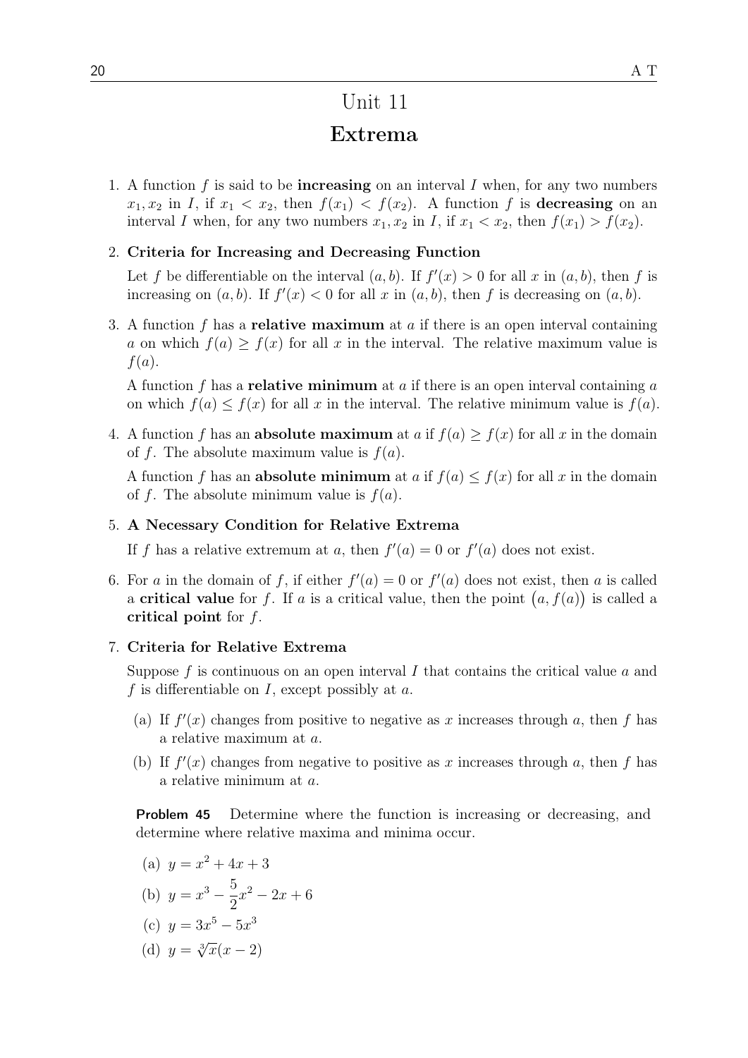# Unit 11

## Extrema

1. A function $f$ is said to be **increasing** on an interval $I$ when, for any two numbers $x_1, x_2$ in $I$, if $x_1 < x_2$, then $f(x_1) < f(x_2)$. A function $f$ is **decreasing** on an interval $I$ when, for any two numbers $x_1, x_2$ in $I$, if $x_1 < x_2$, then $f(x_1) > f(x_2)$.

2. **Criteria for Increasing and Decreasing Function**

   Let $f$ be differentiable on the interval $(a, b)$. If $f'(x) > 0$ for all $x$ in $(a, b)$, then $f$ is increasing on $(a, b)$. If $f'(x) < 0$ for all $x$ in $(a, b)$, then $f$ is decreasing on $(a, b)$.

3. A function $f$ has a **relative maximum** at $a$ if there is an open interval containing $a$ on which $f(a) \geq f(x)$ for all $x$ in the interval. The relative maximum value is $f(a)$.

   A function $f$ has a **relative minimum** at $a$ if there is an open interval containing $a$ on which $f(a) \leq f(x)$ for all $x$ in the interval. The relative minimum value is $f(a)$.

4. A function $f$ has an **absolute maximum** at $a$ if $f(a) \geq f(x)$ for all $x$ in the domain of $f$. The absolute maximum value is $f(a)$.

   A function $f$ has an **absolute minimum** at $a$ if $f(a) \leq f(x)$ for all $x$ in the domain of $f$. The absolute minimum value is $f(a)$.

5. **A Necessary Condition for Relative Extrema**

   If $f$ has a relative extremum at $a$, then $f'(a) = 0$ or $f'(a)$ does not exist.

6. For $a$ in the domain of $f$, if either $f'(a) = 0$ or $f'(a)$ does not exist, then $a$ is called a **critical value** for $f$. If $a$ is a critical value, then the point $\big(a, f(a)\big)$ is called a **critical point** for $f$.

7. **Criteria for Relative Extrema**

   Suppose $f$ is continuous on an open interval $I$ that contains the critical value $a$ and $f$ is differentiable on $I$, except possibly at $a$.

   (a) If $f'(x)$ changes from positive to negative as $x$ increases through $a$, then $f$ has a relative maximum at $a$.

   (b) If $f'(x)$ changes from negative to positive as $x$ increases through $a$, then $f$ has a relative minimum at $a$.

**Problem 45** Determine where the function is increasing or decreasing, and determine where relative maxima and minima occur.

(a) $y = x^2 + 4x + 3$

(b) $y = x^3 - \dfrac{5}{2}x^2 - 2x + 6$

(c) $y = 3x^5 - 5x^3$

(d) $y = \sqrt[3]{x}(x - 2)$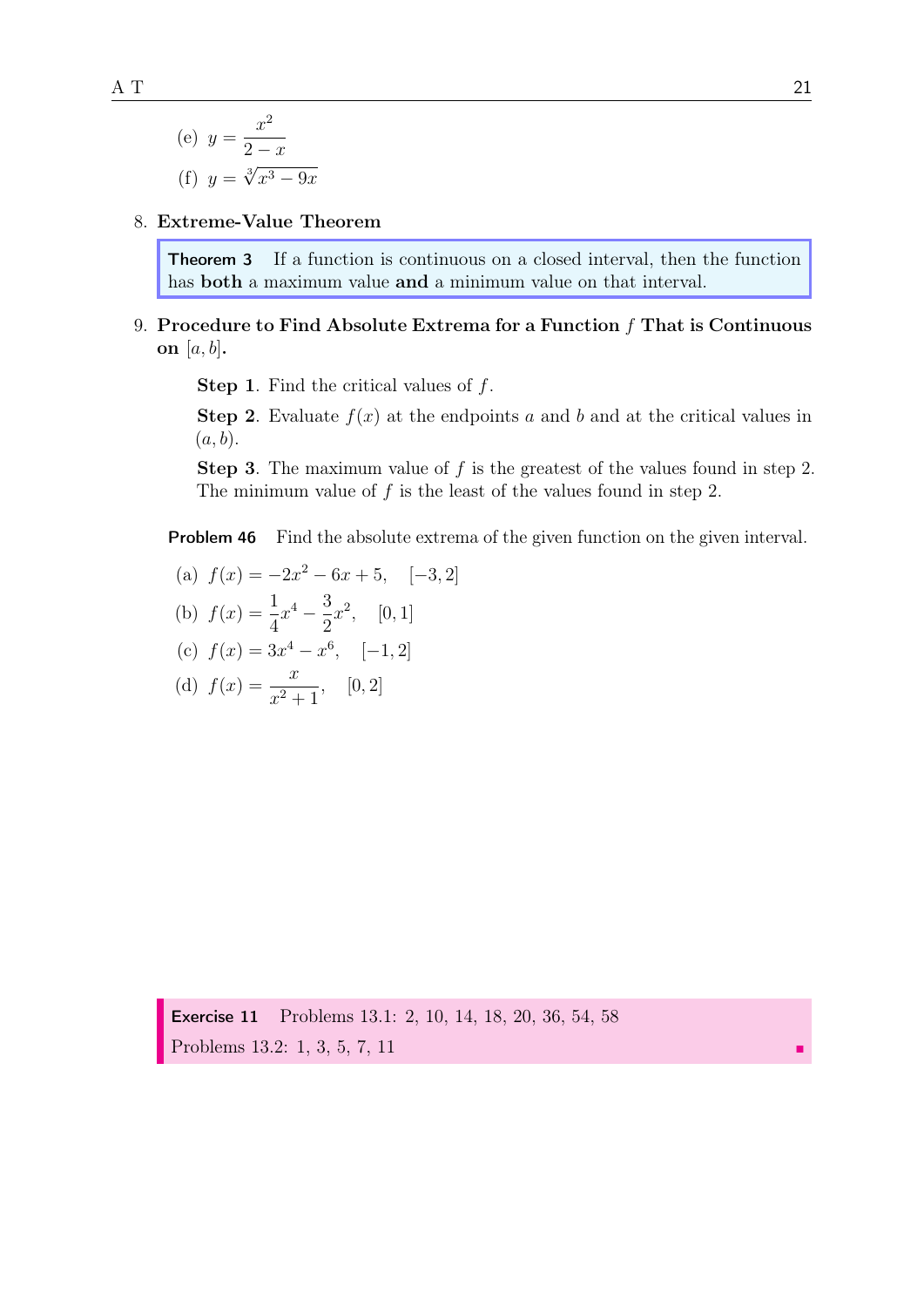(e) $y = \dfrac{x^2}{2-x}$

(f) $y = \sqrt[3]{x^3 - 9x}$

8. **Extreme-Value Theorem**

> **Theorem 3** If a function is continuous on a closed interval, then the function has **both** a maximum value **and** a minimum value on that interval.

9. **Procedure to Find Absolute Extrema for a Function $f$ That is Continuous on $[a, b]$.**

   **Step 1**. Find the critical values of $f$.

   **Step 2**. Evaluate $f(x)$ at the endpoints $a$ and $b$ and at the critical values in $(a, b)$.

   **Step 3**. The maximum value of $f$ is the greatest of the values found in step 2. The minimum value of $f$ is the least of the values found in step 2.

**Problem 46** Find the absolute extrema of the given function on the given interval.

(a) $f(x) = -2x^2 - 6x + 5, \quad [-3, 2]$

(b) $f(x) = \dfrac{1}{4}x^4 - \dfrac{3}{2}x^2, \quad [0, 1]$

(c) $f(x) = 3x^4 - x^6, \quad [-1, 2]$

(d) $f(x) = \dfrac{x}{x^2 + 1}, \quad [0, 2]$

> **Exercise 11** Problems 13.1: 2, 10, 14, 18, 20, 36, 54, 58
> Problems 13.2: 1, 3, 5, 7, 11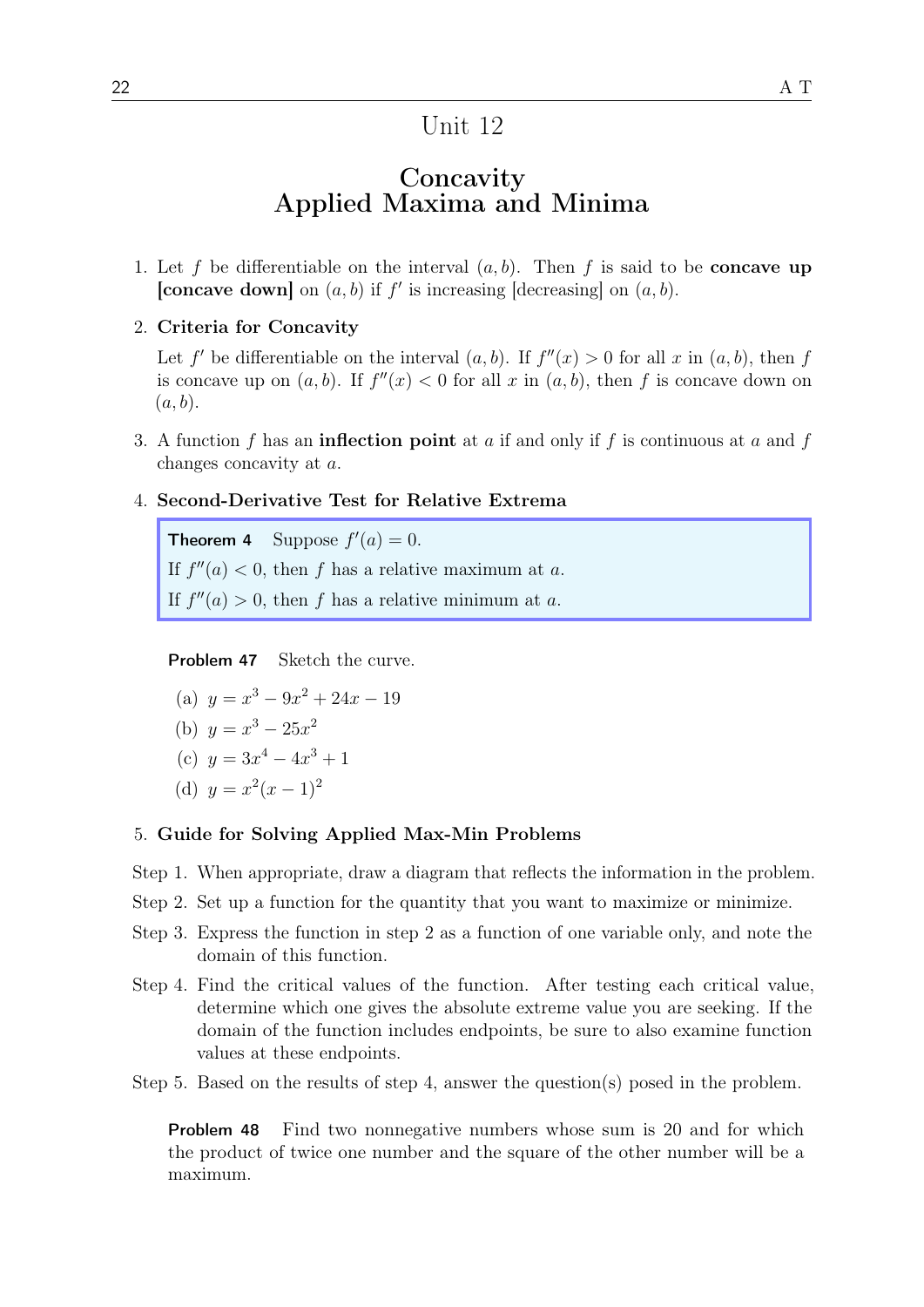# Unit 12

## Concavity
## Applied Maxima and Minima

1. Let $f$ be differentiable on the interval $(a, b)$. Then $f$ is said to be **concave up [concave down]** on $(a, b)$ if $f'$ is increasing [decreasing] on $(a, b)$.

2. **Criteria for Concavity**

   Let $f'$ be differentiable on the interval $(a, b)$. If $f''(x) > 0$ for all $x$ in $(a, b)$, then $f$ is concave up on $(a, b)$. If $f''(x) < 0$ for all $x$ in $(a, b)$, then $f$ is concave down on $(a, b)$.

3. A function $f$ has an **inflection point** at $a$ if and only if $f$ is continuous at $a$ and $f$ changes concavity at $a$.

4. **Second-Derivative Test for Relative Extrema**

   > **Theorem 4** Suppose $f'(a) = 0$.
   > If $f''(a) < 0$, then $f$ has a relative maximum at $a$.
   > If $f''(a) > 0$, then $f$ has a relative minimum at $a$.

   **Problem 47** Sketch the curve.

   (a) $y = x^3 - 9x^2 + 24x - 19$

   (b) $y = x^3 - 25x^2$

   (c) $y = 3x^4 - 4x^3 + 1$

   (d) $y = x^2(x - 1)^2$

5. **Guide for Solving Applied Max-Min Problems**

Step 1. When appropriate, draw a diagram that reflects the information in the problem.

Step 2. Set up a function for the quantity that you want to maximize or minimize.

Step 3. Express the function in step 2 as a function of one variable only, and note the domain of this function.

Step 4. Find the critical values of the function. After testing each critical value, determine which one gives the absolute extreme value you are seeking. If the domain of the function includes endpoints, be sure to also examine function values at these endpoints.

Step 5. Based on the results of step 4, answer the question(s) posed in the problem.

**Problem 48** Find two nonnegative numbers whose sum is 20 and for which the product of twice one number and the square of the other number will be a maximum.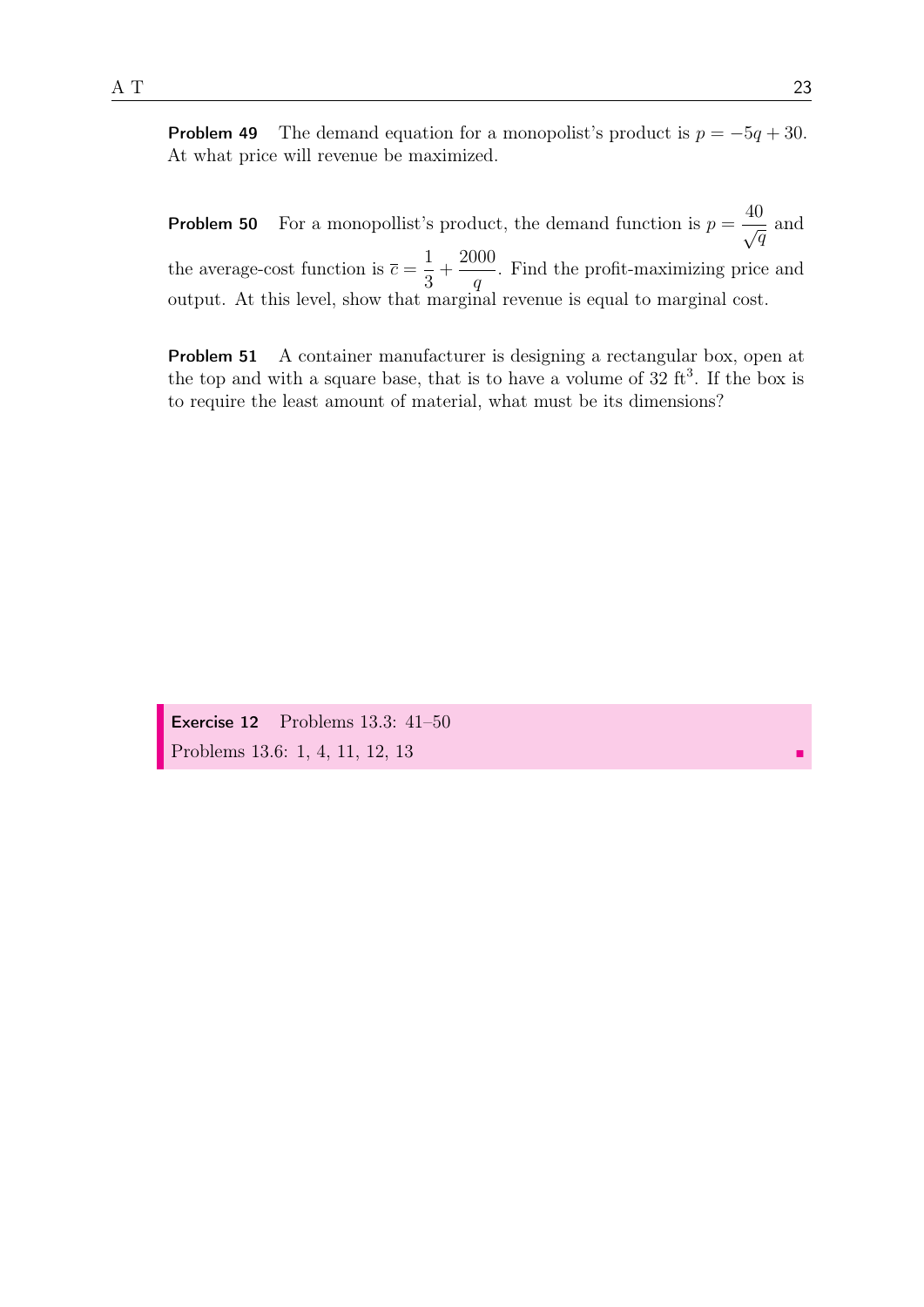**Problem 49** The demand equation for a monopolist's product is $p = -5q + 30$. At what price will revenue be maximized.

**Problem 50** For a monopollist's product, the demand function is $p = \dfrac{40}{\sqrt{q}}$ and the average-cost function is $\overline{c} = \dfrac{1}{3} + \dfrac{2000}{q}$. Find the profit-maximizing price and output. At this level, show that marginal revenue is equal to marginal cost.

**Problem 51** A container manufacturer is designing a rectangular box, open at the top and with a square base, that is to have a volume of 32 ft$^3$. If the box is to require the least amount of material, what must be its dimensions?

**Exercise 12** Problems 13.3: 41–50
Problems 13.6: 1, 4, 11, 12, 13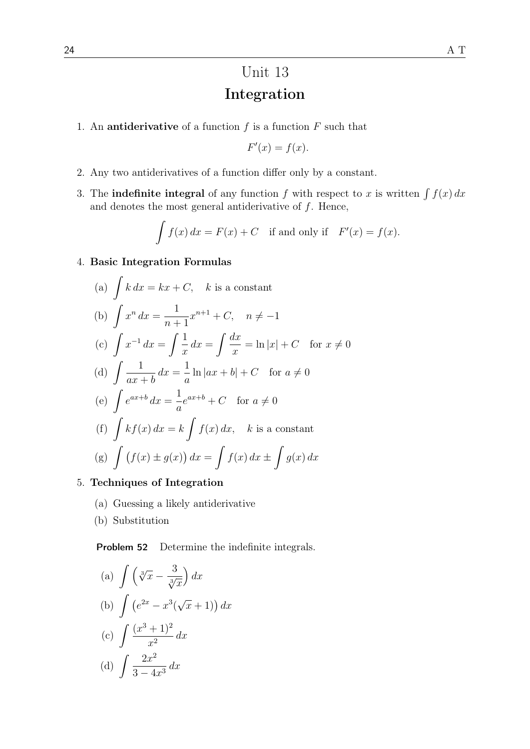# Unit 13

## Integration

1. An **antiderivative** of a function $f$ is a function $F$ such that

$$F'(x) = f(x).$$

2. Any two antiderivatives of a function differ only by a constant.

3. The **indefinite integral** of any function $f$ with respect to $x$ is written $\int f(x)\,dx$ and denotes the most general antiderivative of $f$. Hence,

$$\int f(x)\,dx = F(x) + C \quad \text{if and only if} \quad F'(x) = f(x).$$

4. **Basic Integration Formulas**

   (a) $\displaystyle\int k\,dx = kx + C, \quad k \text{ is a constant}$

   (b) $\displaystyle\int x^n\,dx = \frac{1}{n+1}x^{n+1} + C, \quad n \neq -1$

   (c) $\displaystyle\int x^{-1}\,dx = \int \frac{1}{x}\,dx = \int \frac{dx}{x} = \ln|x| + C \quad \text{for } x \neq 0$

   (d) $\displaystyle\int \frac{1}{ax+b}\,dx = \frac{1}{a}\ln|ax+b| + C \quad \text{for } a \neq 0$

   (e) $\displaystyle\int e^{ax+b}\,dx = \frac{1}{a}e^{ax+b} + C \quad \text{for } a \neq 0$

   (f) $\displaystyle\int kf(x)\,dx = k\int f(x)\,dx, \quad k \text{ is a constant}$

   (g) $\displaystyle\int \big(f(x) \pm g(x)\big)\,dx = \int f(x)\,dx \pm \int g(x)\,dx$

5. **Techniques of Integration**

   (a) Guessing a likely antiderivative

   (b) Substitution

**Problem 52** Determine the indefinite integrals.

(a) $\displaystyle\int \left(\sqrt[3]{x} - \frac{3}{\sqrt[3]{x}}\right)dx$

(b) $\displaystyle\int \left(e^{2x} - x^3(\sqrt{x}+1)\right)dx$

(c) $\displaystyle\int \frac{(x^3+1)^2}{x^2}\,dx$

(d) $\displaystyle\int \frac{2x^2}{3-4x^3}\,dx$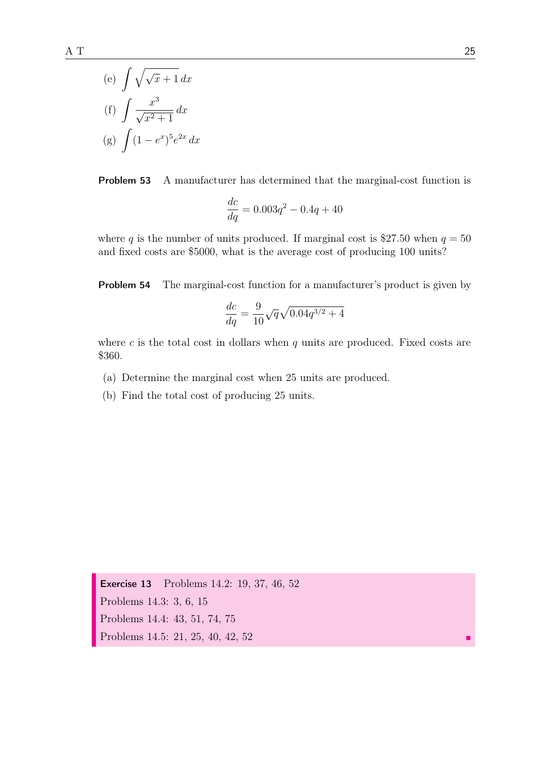(e) $\displaystyle\int \sqrt{\sqrt{x}+1}\,dx$

(f) $\displaystyle\int \frac{x^3}{\sqrt{x^2+1}}\,dx$

(g) $\displaystyle\int (1-e^x)^5 e^{2x}\,dx$

**Problem 53** A manufacturer has determined that the marginal-cost function is

$$\frac{dc}{dq} = 0.003q^2 - 0.4q + 40$$

where $q$ is the number of units produced. If marginal cost is \$27.50 when $q = 50$ and fixed costs are \$5000, what is the average cost of producing 100 units?

**Problem 54** The marginal-cost function for a manufacturer's product is given by

$$\frac{dc}{dq} = \frac{9}{10}\sqrt{q}\sqrt{0.04q^{3/2}+4}$$

where $c$ is the total cost in dollars when $q$ units are produced. Fixed costs are \$360.

(a) Determine the marginal cost when 25 units are produced.

(b) Find the total cost of producing 25 units.

**Exercise 13** Problems 14.2: 19, 37, 46, 52

Problems 14.3: 3, 6, 15

Problems 14.4: 43, 51, 74, 75

Problems 14.5: 21, 25, 40, 42, 52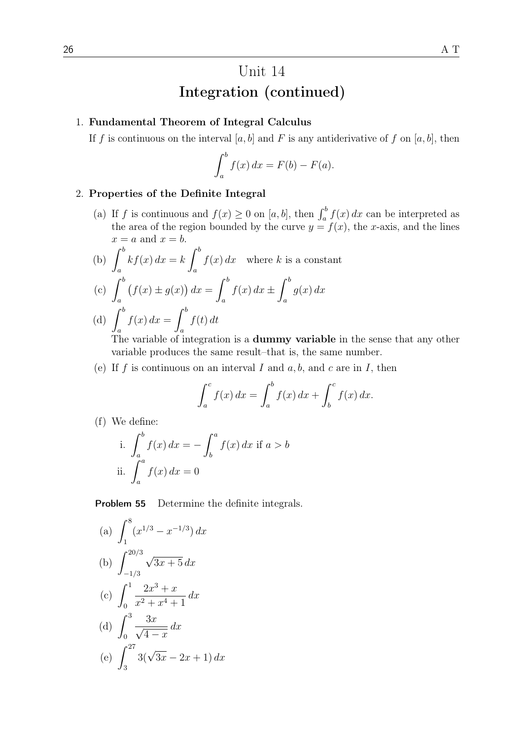# Unit 14

## Integration (continued)

1. **Fundamental Theorem of Integral Calculus**

   If $f$ is continuous on the interval $[a, b]$ and $F$ is any antiderivative of $f$ on $[a, b]$, then
   $$\int_a^b f(x)\,dx = F(b) - F(a).$$

2. **Properties of the Definite Integral**

   (a) If $f$ is continuous and $f(x) \geq 0$ on $[a, b]$, then $\int_a^b f(x)\,dx$ can be interpreted as the area of the region bounded by the curve $y = f(x)$, the $x$-axis, and the lines $x = a$ and $x = b$.

   (b) $\displaystyle\int_a^b kf(x)\,dx = k\int_a^b f(x)\,dx$ where $k$ is a constant

   (c) $\displaystyle\int_a^b \big(f(x) \pm g(x)\big)\,dx = \int_a^b f(x)\,dx \pm \int_a^b g(x)\,dx$

   (d) $\displaystyle\int_a^b f(x)\,dx = \int_a^b f(t)\,dt$

   The variable of integration is a **dummy variable** in the sense that any other variable produces the same result–that is, the same number.

   (e) If $f$ is continuous on an interval $I$ and $a, b$, and $c$ are in $I$, then
   $$\int_a^c f(x)\,dx = \int_a^b f(x)\,dx + \int_b^c f(x)\,dx.$$

   (f) We define:

   i. $\displaystyle\int_a^b f(x)\,dx = -\int_b^a f(x)\,dx$ if $a > b$

   ii. $\displaystyle\int_a^a f(x)\,dx = 0$

**Problem 55** Determine the definite integrals.

(a) $\displaystyle\int_1^8 (x^{1/3} - x^{-1/3})\,dx$

(b) $\displaystyle\int_{-1/3}^{20/3} \sqrt{3x+5}\,dx$

(c) $\displaystyle\int_0^1 \frac{2x^3 + x}{x^2 + x^4 + 1}\,dx$

(d) $\displaystyle\int_0^3 \frac{3x}{\sqrt{4-x}}\,dx$

(e) $\displaystyle\int_3^{27} 3(\sqrt{3x} - 2x + 1)\,dx$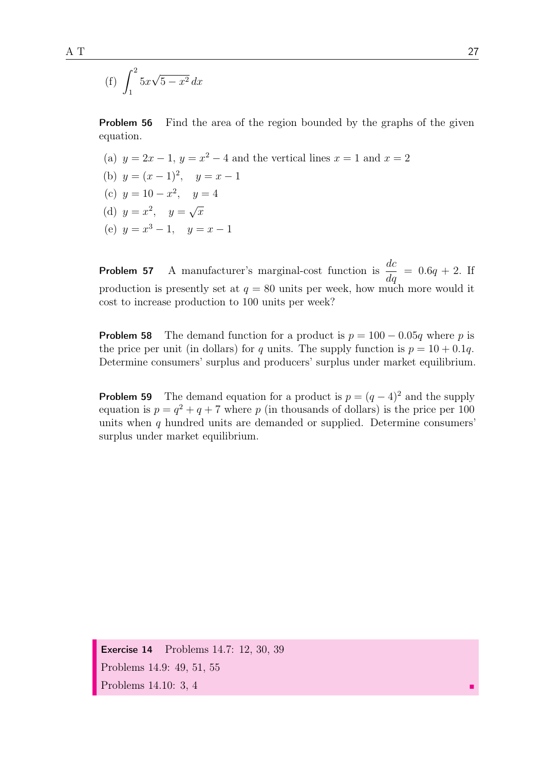(f) $\displaystyle\int_1^2 5x\sqrt{5-x^2}\,dx$

**Problem 56** Find the area of the region bounded by the graphs of the given equation.

(a) $y = 2x - 1$, $y = x^2 - 4$ and the vertical lines $x = 1$ and $x = 2$

(b) $y = (x-1)^2, \quad y = x - 1$

(c) $y = 10 - x^2, \quad y = 4$

(d) $y = x^2, \quad y = \sqrt{x}$

(e) $y = x^3 - 1, \quad y = x - 1$

**Problem 57** A manufacturer's marginal-cost function is $\dfrac{dc}{dq} = 0.6q + 2$. If production is presently set at $q = 80$ units per week, how much more would it cost to increase production to 100 units per week?

**Problem 58** The demand function for a product is $p = 100 - 0.05q$ where $p$ is the price per unit (in dollars) for $q$ units. The supply function is $p = 10 + 0.1q$. Determine consumers' surplus and producers' surplus under market equilibrium.

**Problem 59** The demand equation for a product is $p = (q-4)^2$ and the supply equation is $p = q^2 + q + 7$ where $p$ (in thousands of dollars) is the price per 100 units when $q$ hundred units are demanded or supplied. Determine consumers' surplus under market equilibrium.

**Exercise 14** Problems 14.7: 12, 30, 39

Problems 14.9: 49, 51, 55

Problems 14.10: 3, 4